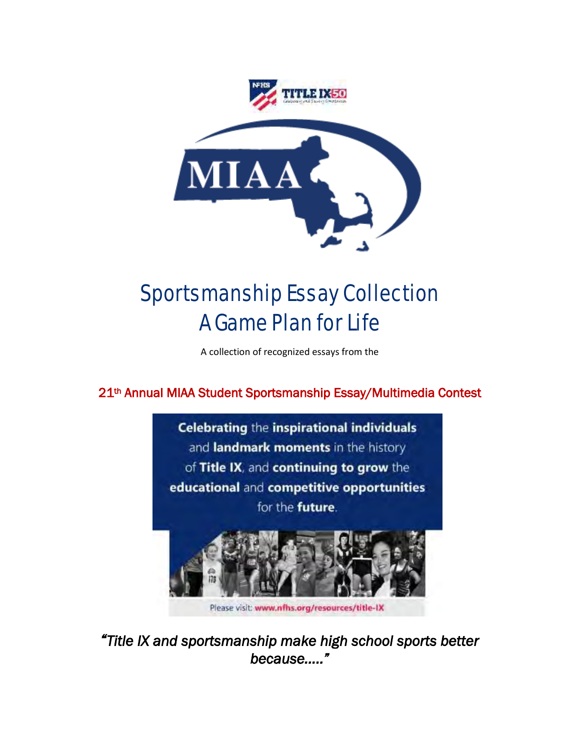# Sportsmanship Essay Collection
# A Game Plan for Life

A collection of recognized essays from the

**21th Annual MIAA Student Sportsmanship Essay/Multimedia Contest**

**Celebrating** the **inspirational individuals** and **landmark moments** in the history of **Title IX**, and **continuing to grow** the **educational** and **competitive opportunities** for the **future**.

Please visit: **www.nfhs.org/resources/title-IX**

***"Title IX and sportsmanship make high school sports better because....."***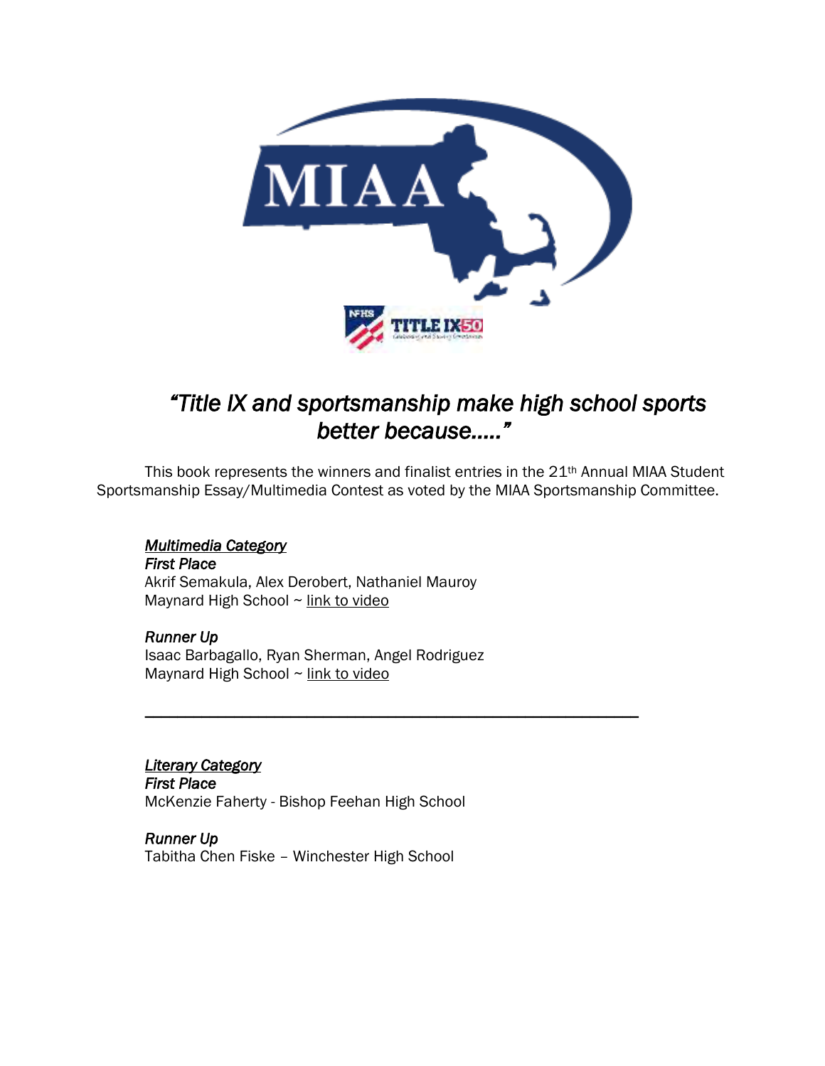# *"Title IX and sportsmanship make high school sports better because….."*

This book represents the winners and finalist entries in the 21st Annual MIAA Student Sportsmanship Essay/Multimedia Contest as voted by the MIAA Sportsmanship Committee.

***Multimedia Category***

***First Place***

Akrif Semakula, Alex Derobert, Nathaniel Mauroy
Maynard High School ~ link to video

***Runner Up***

Isaac Barbagallo, Ryan Sherman, Angel Rodriguez
Maynard High School ~ link to video

---

***Literary Category***

***First Place***

McKenzie Faherty - Bishop Feehan High School

***Runner Up***

Tabitha Chen Fiske – Winchester High School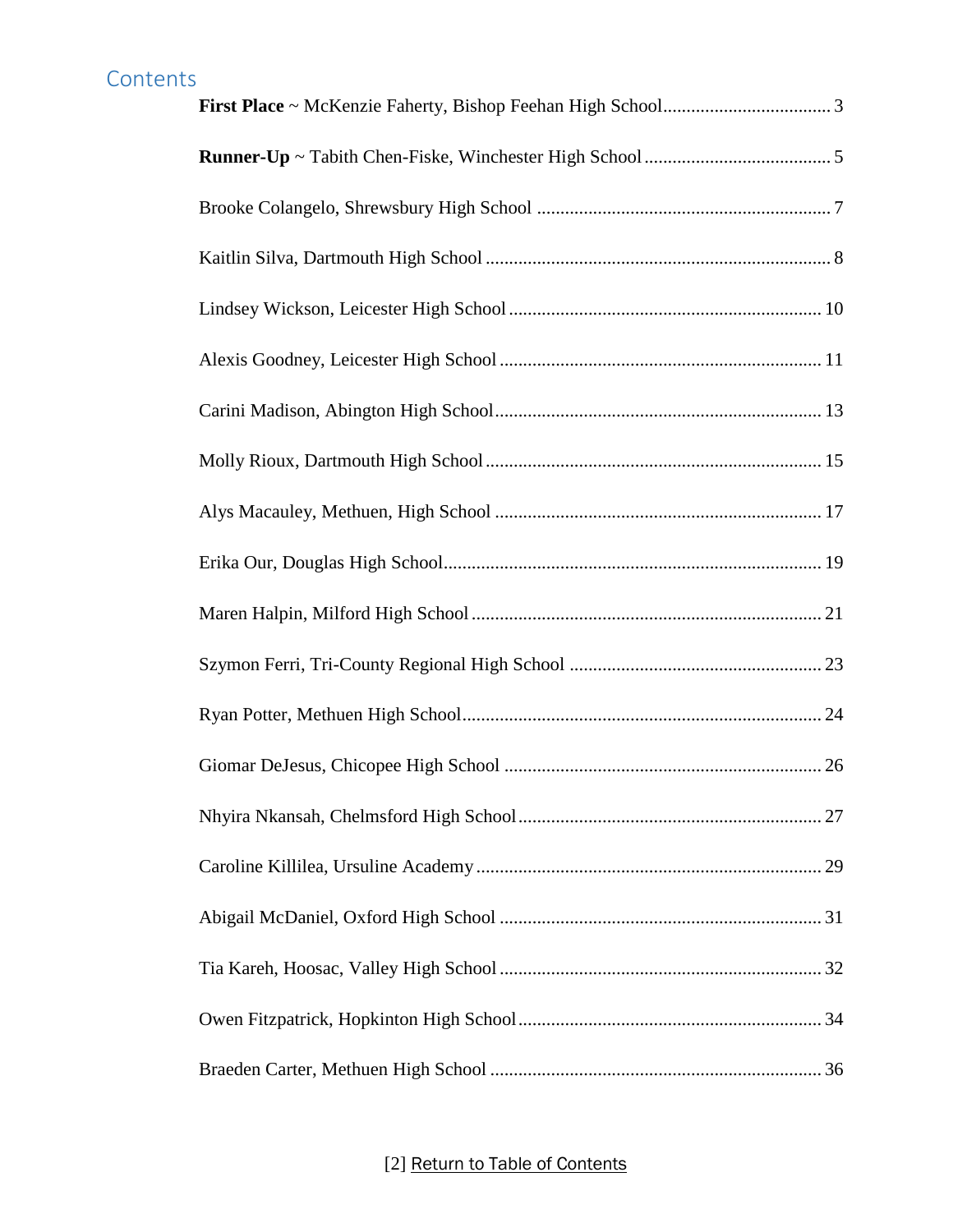## Contents

**First Place** ~ McKenzie Faherty, Bishop Feehan High School .................................... 3

**Runner-Up** ~ Tabith Chen-Fiske, Winchester High School ........................................ 5

Brooke Colangelo, Shrewsbury High School ............................................................... 7

Kaitlin Silva, Dartmouth High School ......................................................................... 8

Lindsey Wickson, Leicester High School .................................................................. 10

Alexis Goodney, Leicester High School .................................................................... 11

Carini Madison, Abington High School ..................................................................... 13

Molly Rioux, Dartmouth High School ....................................................................... 15

Alys Macauley, Methuen, High School ..................................................................... 17

Erika Our, Douglas High School ................................................................................ 19

Maren Halpin, Milford High School .......................................................................... 21

Szymon Ferri, Tri-County Regional High School ..................................................... 23

Ryan Potter, Methuen High School ............................................................................ 24

Giomar DeJesus, Chicopee High School ................................................................... 26

Nhyira Nkansah, Chelmsford High School ................................................................ 27

Caroline Killilea, Ursuline Academy ......................................................................... 29

Abigail McDaniel, Oxford High School .................................................................... 31

Tia Kareh, Hoosac, Valley High School .................................................................... 32

Owen Fitzpatrick, Hopkinton High School ................................................................ 34

Braeden Carter, Methuen High School ...................................................................... 36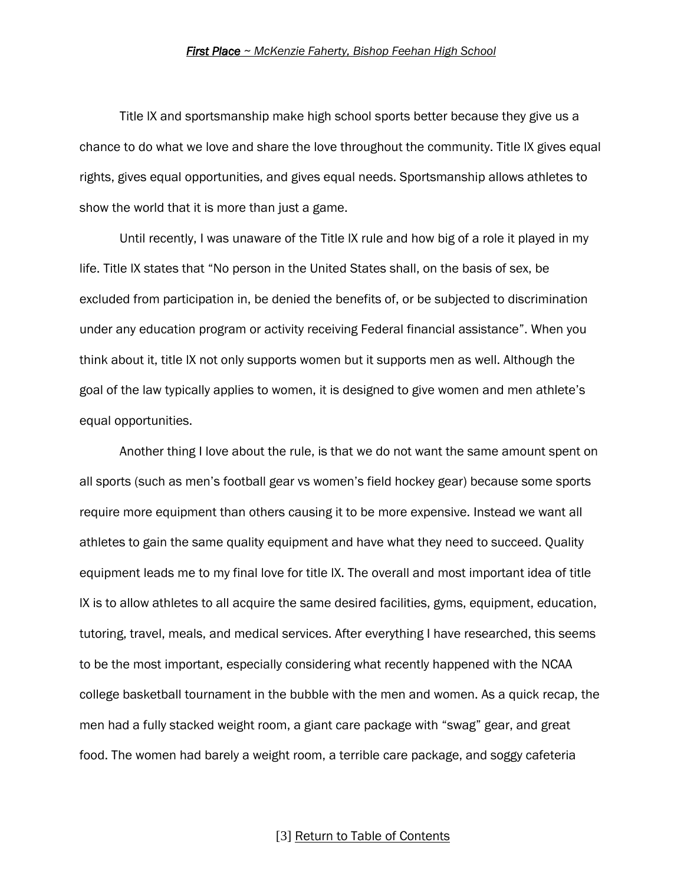*__First Place__ ~ McKenzie Faherty, Bishop Feehan High School*

Title IX and sportsmanship make high school sports better because they give us a chance to do what we love and share the love throughout the community. Title IX gives equal rights, gives equal opportunities, and gives equal needs. Sportsmanship allows athletes to show the world that it is more than just a game.

Until recently, I was unaware of the Title IX rule and how big of a role it played in my life. Title IX states that "No person in the United States shall, on the basis of sex, be excluded from participation in, be denied the benefits of, or be subjected to discrimination under any education program or activity receiving Federal financial assistance". When you think about it, title IX not only supports women but it supports men as well. Although the goal of the law typically applies to women, it is designed to give women and men athlete's equal opportunities.

Another thing I love about the rule, is that we do not want the same amount spent on all sports (such as men's football gear vs women's field hockey gear) because some sports require more equipment than others causing it to be more expensive. Instead we want all athletes to gain the same quality equipment and have what they need to succeed. Quality equipment leads me to my final love for title IX. The overall and most important idea of title IX is to allow athletes to all acquire the same desired facilities, gyms, equipment, education, tutoring, travel, meals, and medical services. After everything I have researched, this seems to be the most important, especially considering what recently happened with the NCAA college basketball tournament in the bubble with the men and women. As a quick recap, the men had a fully stacked weight room, a giant care package with "swag" gear, and great food. The women had barely a weight room, a terrible care package, and soggy cafeteria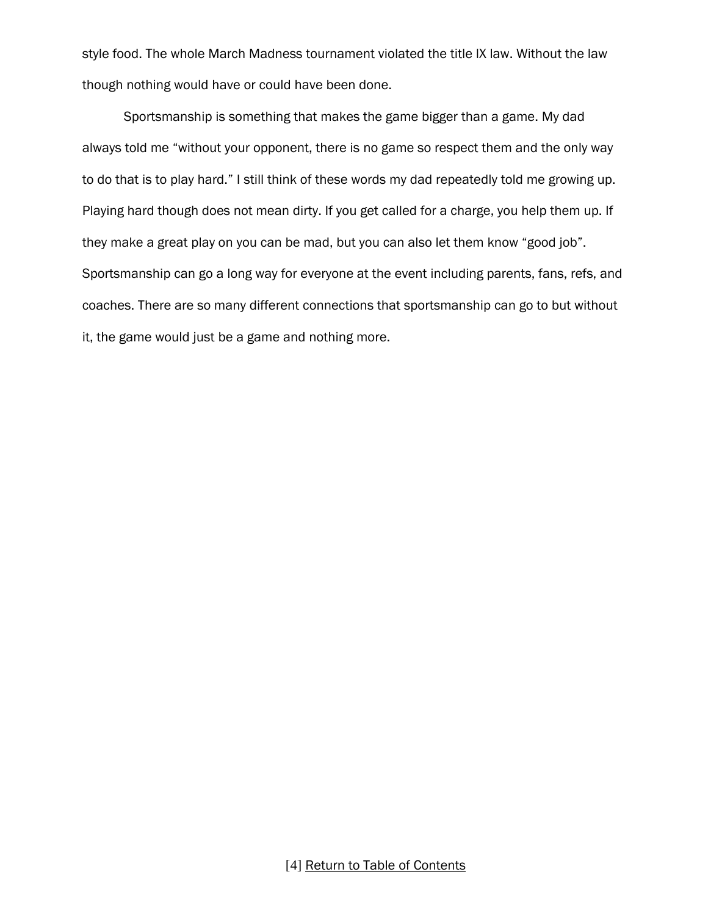style food. The whole March Madness tournament violated the title IX law. Without the law though nothing would have or could have been done.

Sportsmanship is something that makes the game bigger than a game. My dad always told me “without your opponent, there is no game so respect them and the only way to do that is to play hard.” I still think of these words my dad repeatedly told me growing up. Playing hard though does not mean dirty. If you get called for a charge, you help them up. If they make a great play on you can be mad, but you can also let them know “good job”. Sportsmanship can go a long way for everyone at the event including parents, fans, refs, and coaches. There are so many different connections that sportsmanship can go to but without it, the game would just be a game and nothing more.

[4] Return to Table of Contents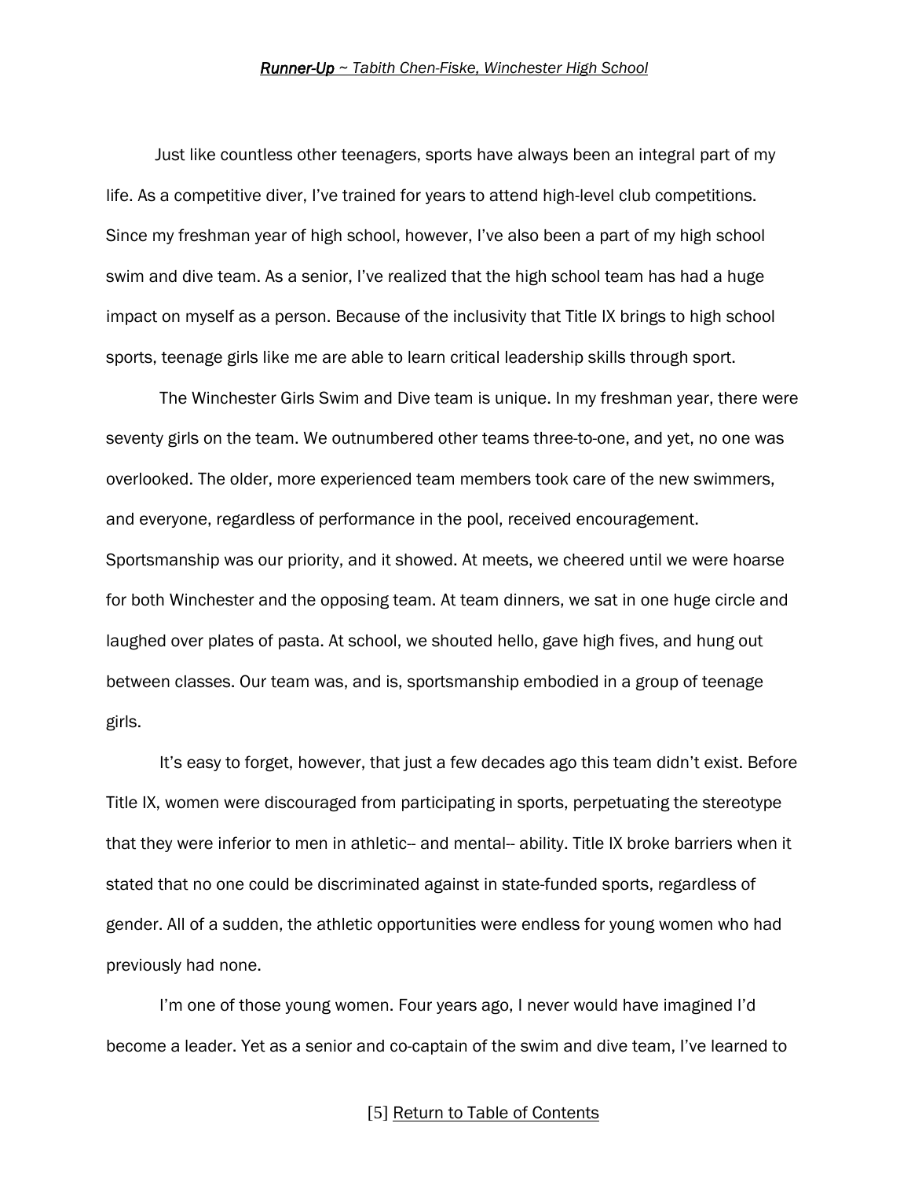***Runner-Up*** *~ Tabith Chen-Fiske, Winchester High School*

Just like countless other teenagers, sports have always been an integral part of my life. As a competitive diver, I've trained for years to attend high-level club competitions. Since my freshman year of high school, however, I've also been a part of my high school swim and dive team. As a senior, I've realized that the high school team has had a huge impact on myself as a person. Because of the inclusivity that Title IX brings to high school sports, teenage girls like me are able to learn critical leadership skills through sport.

The Winchester Girls Swim and Dive team is unique. In my freshman year, there were seventy girls on the team. We outnumbered other teams three-to-one, and yet, no one was overlooked. The older, more experienced team members took care of the new swimmers, and everyone, regardless of performance in the pool, received encouragement. Sportsmanship was our priority, and it showed. At meets, we cheered until we were hoarse for both Winchester and the opposing team. At team dinners, we sat in one huge circle and laughed over plates of pasta. At school, we shouted hello, gave high fives, and hung out between classes. Our team was, and is, sportsmanship embodied in a group of teenage girls.

It's easy to forget, however, that just a few decades ago this team didn't exist. Before Title IX, women were discouraged from participating in sports, perpetuating the stereotype that they were inferior to men in athletic-- and mental-- ability. Title IX broke barriers when it stated that no one could be discriminated against in state-funded sports, regardless of gender. All of a sudden, the athletic opportunities were endless for young women who had previously had none.

I'm one of those young women. Four years ago, I never would have imagined I'd become a leader. Yet as a senior and co-captain of the swim and dive team, I've learned to

[5] Return to Table of Contents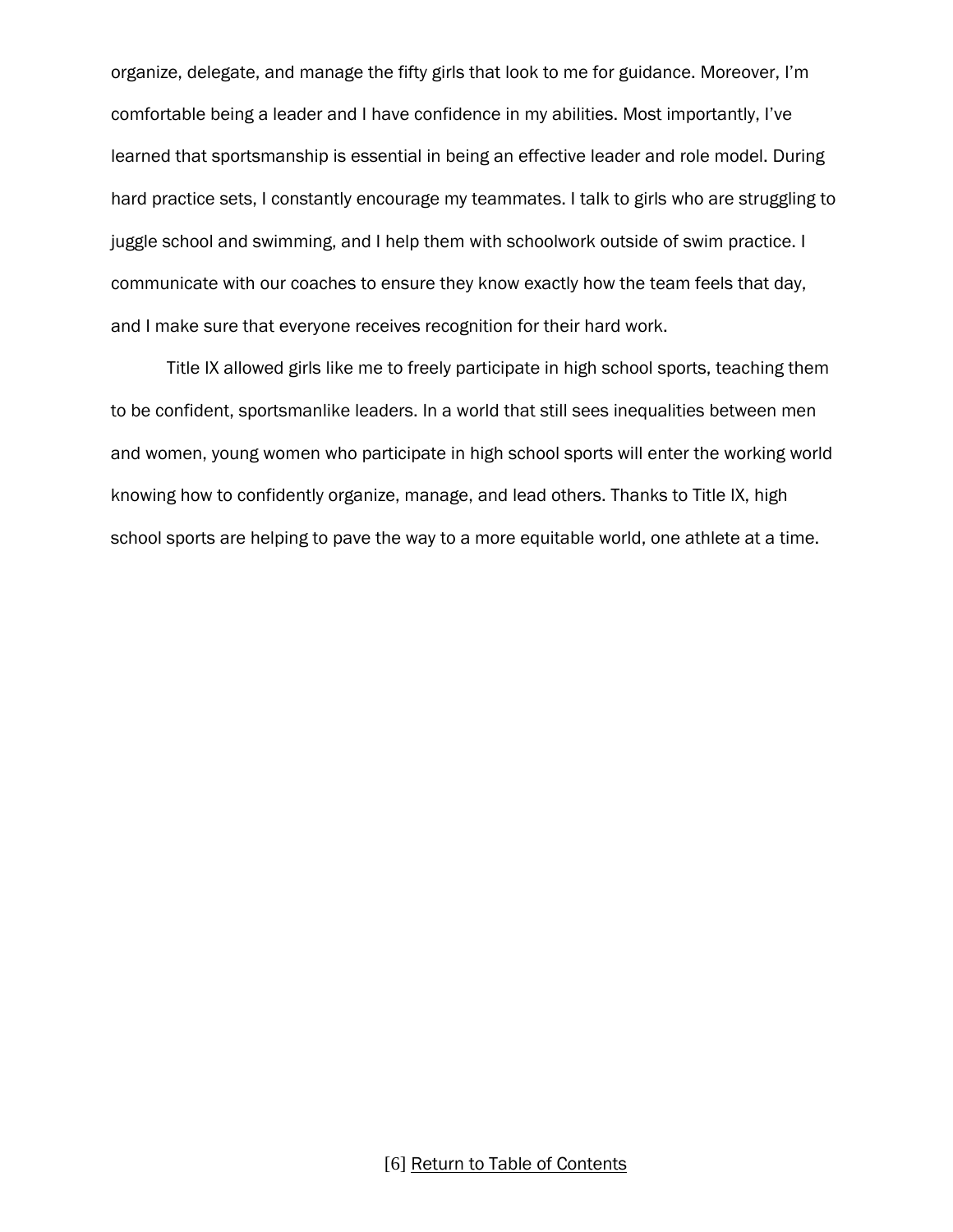organize, delegate, and manage the fifty girls that look to me for guidance. Moreover, I'm comfortable being a leader and I have confidence in my abilities. Most importantly, I've learned that sportsmanship is essential in being an effective leader and role model. During hard practice sets, I constantly encourage my teammates. I talk to girls who are struggling to juggle school and swimming, and I help them with schoolwork outside of swim practice. I communicate with our coaches to ensure they know exactly how the team feels that day, and I make sure that everyone receives recognition for their hard work.

Title IX allowed girls like me to freely participate in high school sports, teaching them to be confident, sportsmanlike leaders. In a world that still sees inequalities between men and women, young women who participate in high school sports will enter the working world knowing how to confidently organize, manage, and lead others. Thanks to Title IX, high school sports are helping to pave the way to a more equitable world, one athlete at a time.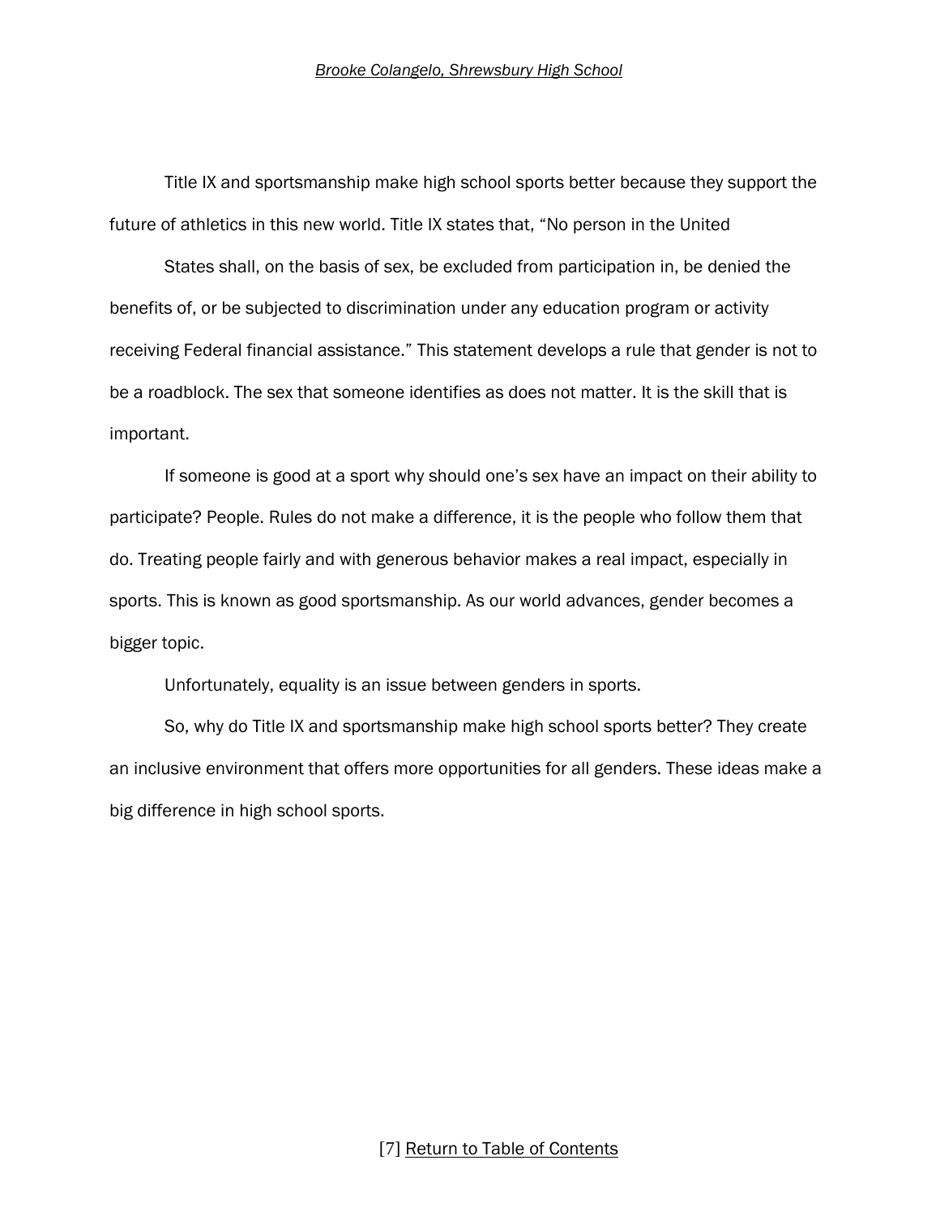*Brooke Colangelo, Shrewsbury High School*

Title IX and sportsmanship make high school sports better because they support the future of athletics in this new world. Title IX states that, "No person in the United

States shall, on the basis of sex, be excluded from participation in, be denied the benefits of, or be subjected to discrimination under any education program or activity receiving Federal financial assistance." This statement develops a rule that gender is not to be a roadblock. The sex that someone identifies as does not matter. It is the skill that is important.

If someone is good at a sport why should one's sex have an impact on their ability to participate? People. Rules do not make a difference, it is the people who follow them that do. Treating people fairly and with generous behavior makes a real impact, especially in sports. This is known as good sportsmanship. As our world advances, gender becomes a bigger topic.

Unfortunately, equality is an issue between genders in sports.

So, why do Title IX and sportsmanship make high school sports better? They create an inclusive environment that offers more opportunities for all genders. These ideas make a big difference in high school sports.

[7] Return to Table of Contents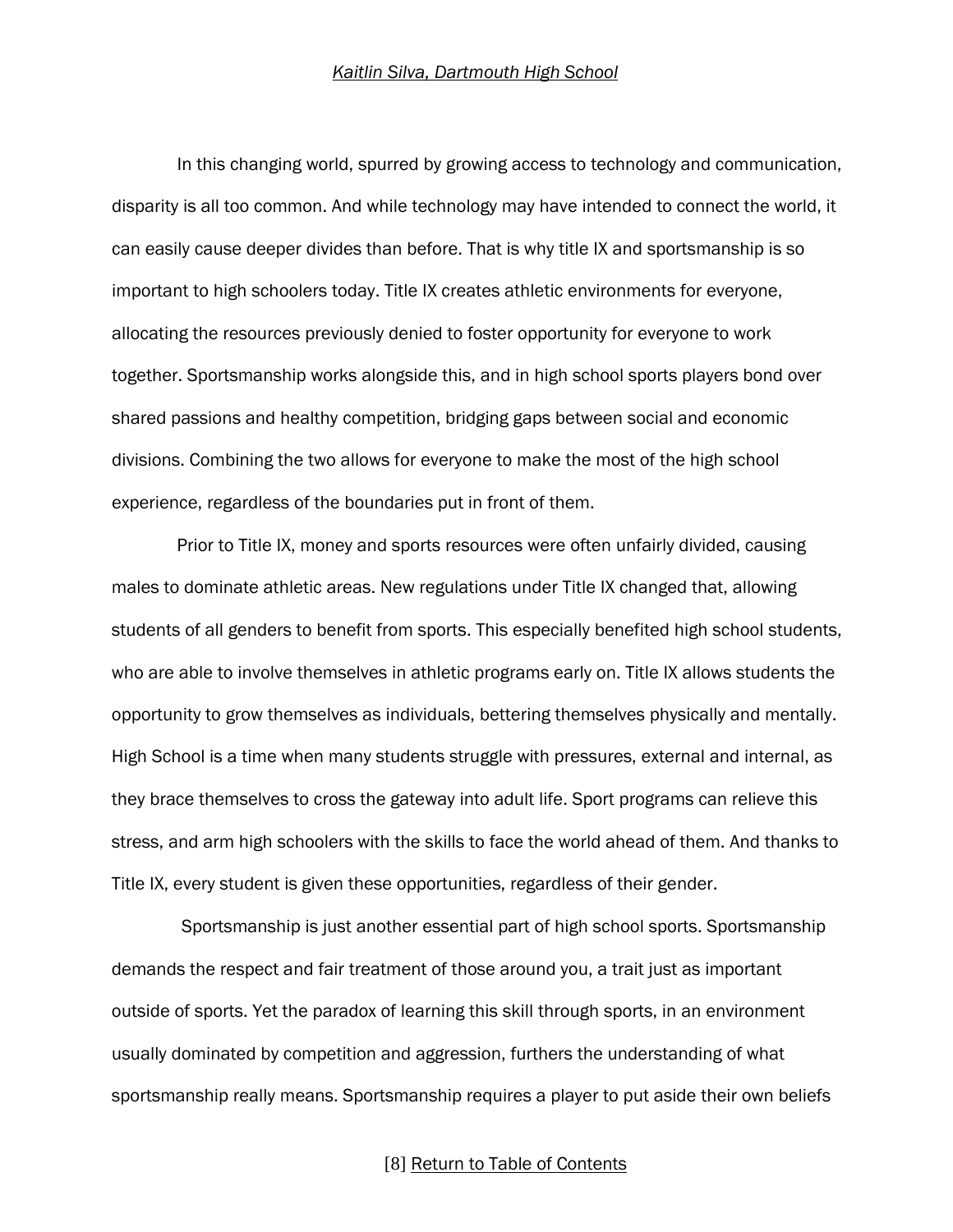*Kaitlin Silva, Dartmouth High School*

In this changing world, spurred by growing access to technology and communication, disparity is all too common. And while technology may have intended to connect the world, it can easily cause deeper divides than before. That is why title IX and sportsmanship is so important to high schoolers today. Title IX creates athletic environments for everyone, allocating the resources previously denied to foster opportunity for everyone to work together. Sportsmanship works alongside this, and in high school sports players bond over shared passions and healthy competition, bridging gaps between social and economic divisions. Combining the two allows for everyone to make the most of the high school experience, regardless of the boundaries put in front of them.

Prior to Title IX, money and sports resources were often unfairly divided, causing males to dominate athletic areas. New regulations under Title IX changed that, allowing students of all genders to benefit from sports. This especially benefited high school students, who are able to involve themselves in athletic programs early on. Title IX allows students the opportunity to grow themselves as individuals, bettering themselves physically and mentally. High School is a time when many students struggle with pressures, external and internal, as they brace themselves to cross the gateway into adult life. Sport programs can relieve this stress, and arm high schoolers with the skills to face the world ahead of them. And thanks to Title IX, every student is given these opportunities, regardless of their gender.

Sportsmanship is just another essential part of high school sports. Sportsmanship demands the respect and fair treatment of those around you, a trait just as important outside of sports. Yet the paradox of learning this skill through sports, in an environment usually dominated by competition and aggression, furthers the understanding of what sportsmanship really means. Sportsmanship requires a player to put aside their own beliefs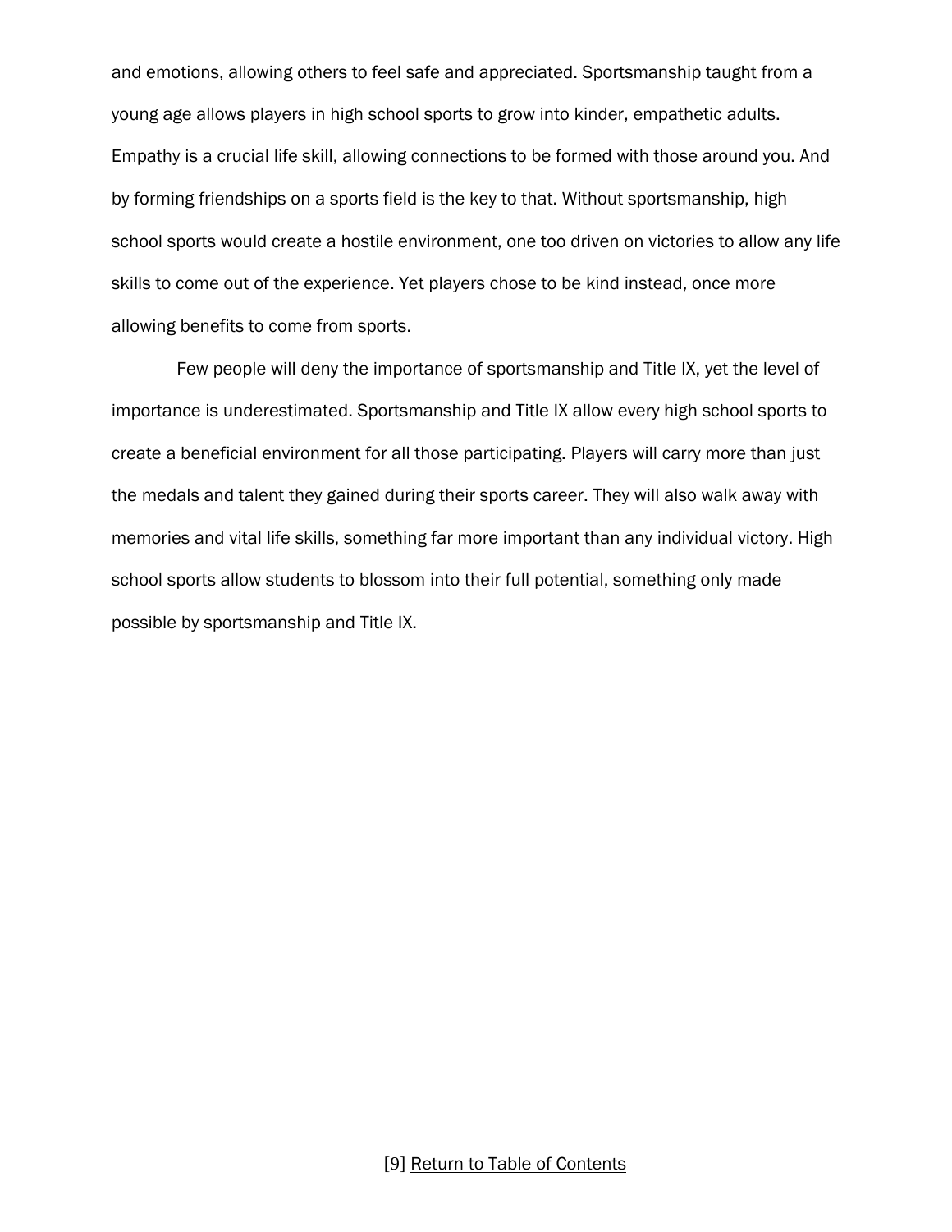and emotions, allowing others to feel safe and appreciated. Sportsmanship taught from a young age allows players in high school sports to grow into kinder, empathetic adults. Empathy is a crucial life skill, allowing connections to be formed with those around you. And by forming friendships on a sports field is the key to that. Without sportsmanship, high school sports would create a hostile environment, one too driven on victories to allow any life skills to come out of the experience. Yet players chose to be kind instead, once more allowing benefits to come from sports.

Few people will deny the importance of sportsmanship and Title IX, yet the level of importance is underestimated. Sportsmanship and Title IX allow every high school sports to create a beneficial environment for all those participating. Players will carry more than just the medals and talent they gained during their sports career. They will also walk away with memories and vital life skills, something far more important than any individual victory. High school sports allow students to blossom into their full potential, something only made possible by sportsmanship and Title IX.

Return to Table of Contents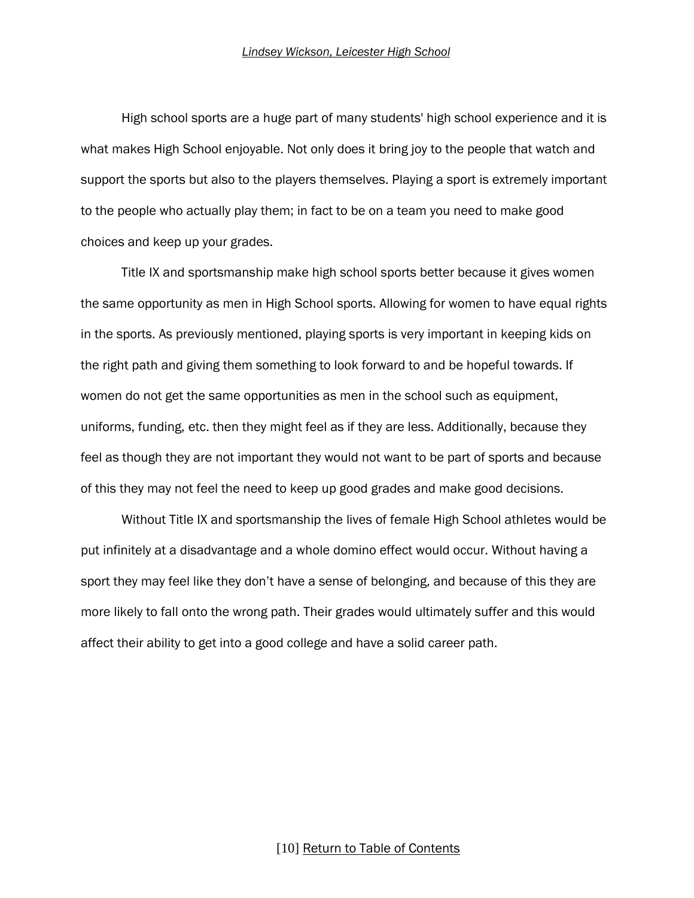*Lindsey Wickson, Leicester High School*

High school sports are a huge part of many students' high school experience and it is what makes High School enjoyable. Not only does it bring joy to the people that watch and support the sports but also to the players themselves. Playing a sport is extremely important to the people who actually play them; in fact to be on a team you need to make good choices and keep up your grades.

Title IX and sportsmanship make high school sports better because it gives women the same opportunity as men in High School sports. Allowing for women to have equal rights in the sports. As previously mentioned, playing sports is very important in keeping kids on the right path and giving them something to look forward to and be hopeful towards. If women do not get the same opportunities as men in the school such as equipment, uniforms, funding, etc. then they might feel as if they are less. Additionally, because they feel as though they are not important they would not want to be part of sports and because of this they may not feel the need to keep up good grades and make good decisions.

Without Title IX and sportsmanship the lives of female High School athletes would be put infinitely at a disadvantage and a whole domino effect would occur. Without having a sport they may feel like they don't have a sense of belonging, and because of this they are more likely to fall onto the wrong path. Their grades would ultimately suffer and this would affect their ability to get into a good college and have a solid career path.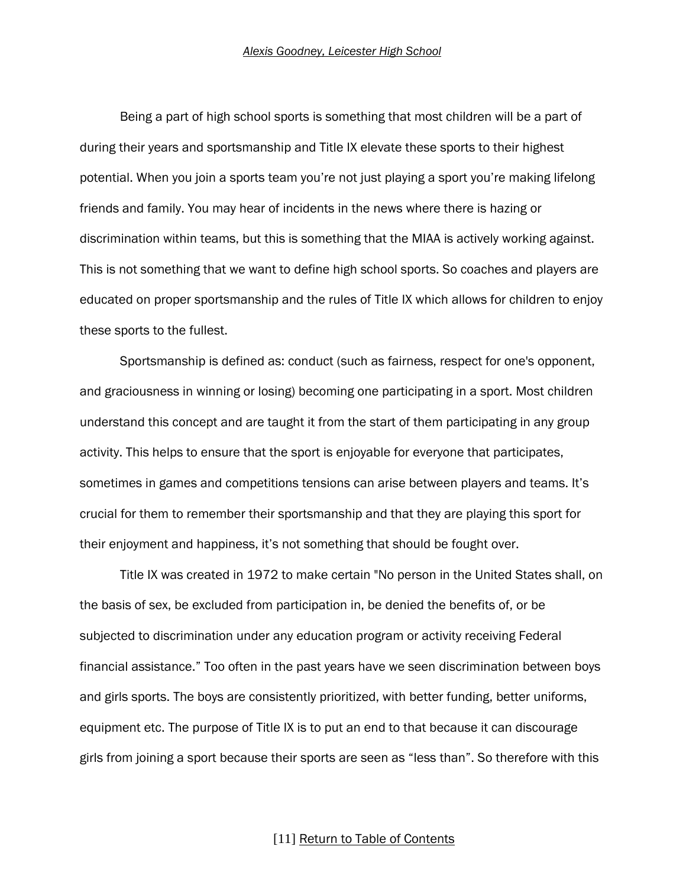*Alexis Goodney, Leicester High School*

Being a part of high school sports is something that most children will be a part of during their years and sportsmanship and Title IX elevate these sports to their highest potential. When you join a sports team you're not just playing a sport you're making lifelong friends and family. You may hear of incidents in the news where there is hazing or discrimination within teams, but this is something that the MIAA is actively working against. This is not something that we want to define high school sports. So coaches and players are educated on proper sportsmanship and the rules of Title IX which allows for children to enjoy these sports to the fullest.

Sportsmanship is defined as: conduct (such as fairness, respect for one's opponent, and graciousness in winning or losing) becoming one participating in a sport. Most children understand this concept and are taught it from the start of them participating in any group activity. This helps to ensure that the sport is enjoyable for everyone that participates, sometimes in games and competitions tensions can arise between players and teams. It's crucial for them to remember their sportsmanship and that they are playing this sport for their enjoyment and happiness, it's not something that should be fought over.

Title IX was created in 1972 to make certain "No person in the United States shall, on the basis of sex, be excluded from participation in, be denied the benefits of, or be subjected to discrimination under any education program or activity receiving Federal financial assistance." Too often in the past years have we seen discrimination between boys and girls sports. The boys are consistently prioritized, with better funding, better uniforms, equipment etc. The purpose of Title IX is to put an end to that because it can discourage girls from joining a sport because their sports are seen as "less than". So therefore with this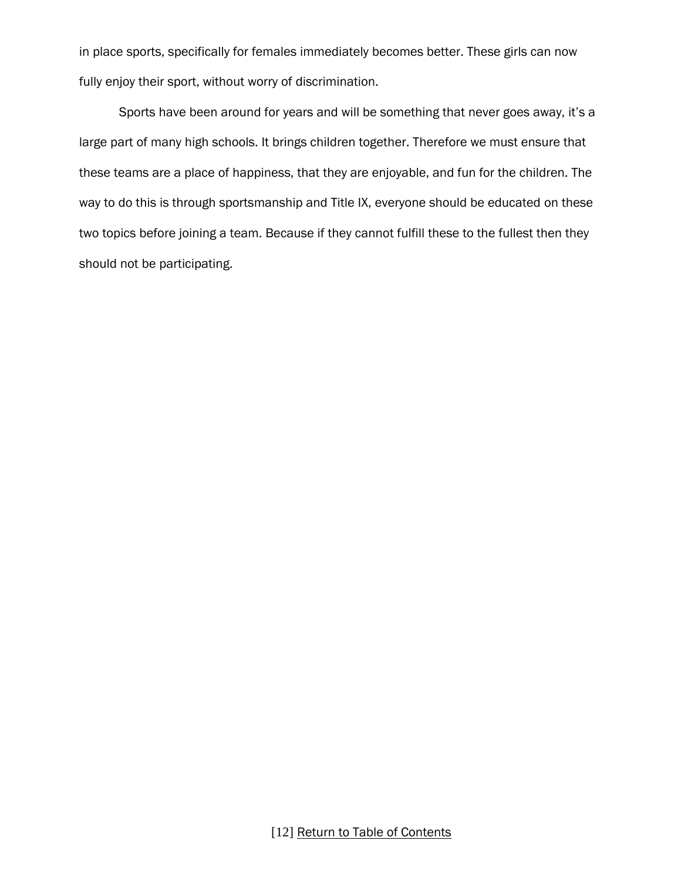in place sports, specifically for females immediately becomes better. These girls can now fully enjoy their sport, without worry of discrimination.

Sports have been around for years and will be something that never goes away, it's a large part of many high schools. It brings children together. Therefore we must ensure that these teams are a place of happiness, that they are enjoyable, and fun for the children. The way to do this is through sportsmanship and Title IX, everyone should be educated on these two topics before joining a team. Because if they cannot fulfill these to the fullest then they should not be participating.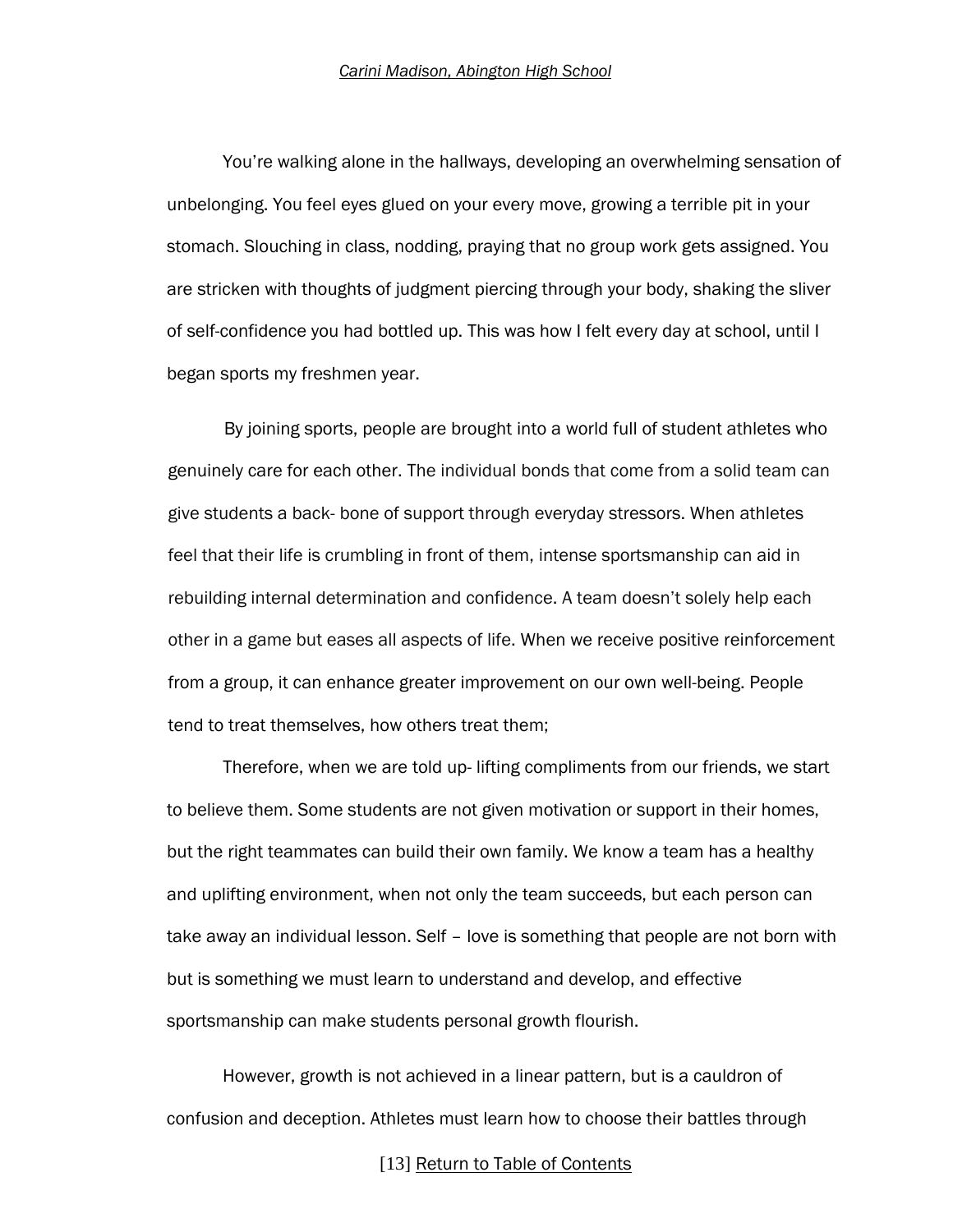*Carini Madison, Abington High School*

You're walking alone in the hallways, developing an overwhelming sensation of unbelonging. You feel eyes glued on your every move, growing a terrible pit in your stomach. Slouching in class, nodding, praying that no group work gets assigned. You are stricken with thoughts of judgment piercing through your body, shaking the sliver of self-confidence you had bottled up. This was how I felt every day at school, until I began sports my freshmen year.

By joining sports, people are brought into a world full of student athletes who genuinely care for each other. The individual bonds that come from a solid team can give students a back- bone of support through everyday stressors. When athletes feel that their life is crumbling in front of them, intense sportsmanship can aid in rebuilding internal determination and confidence. A team doesn't solely help each other in a game but eases all aspects of life. When we receive positive reinforcement from a group, it can enhance greater improvement on our own well-being. People tend to treat themselves, how others treat them;

Therefore, when we are told up- lifting compliments from our friends, we start to believe them. Some students are not given motivation or support in their homes, but the right teammates can build their own family. We know a team has a healthy and uplifting environment, when not only the team succeeds, but each person can take away an individual lesson. Self – love is something that people are not born with but is something we must learn to understand and develop, and effective sportsmanship can make students personal growth flourish.

However, growth is not achieved in a linear pattern, but is a cauldron of confusion and deception. Athletes must learn how to choose their battles through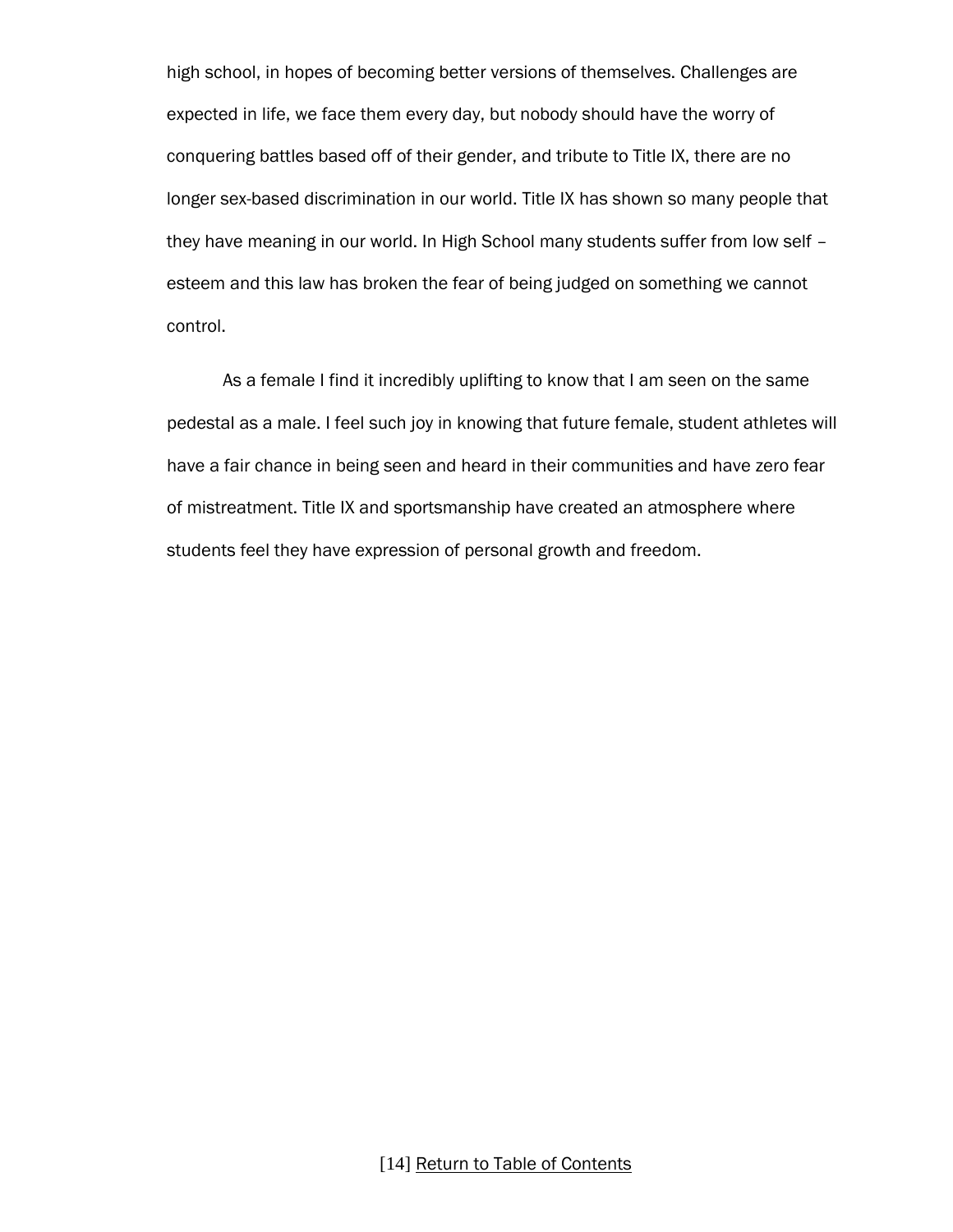high school, in hopes of becoming better versions of themselves. Challenges are expected in life, we face them every day, but nobody should have the worry of conquering battles based off of their gender, and tribute to Title IX, there are no longer sex-based discrimination in our world. Title IX has shown so many people that they have meaning in our world. In High School many students suffer from low self – esteem and this law has broken the fear of being judged on something we cannot control.

As a female I find it incredibly uplifting to know that I am seen on the same pedestal as a male. I feel such joy in knowing that future female, student athletes will have a fair chance in being seen and heard in their communities and have zero fear of mistreatment. Title IX and sportsmanship have created an atmosphere where students feel they have expression of personal growth and freedom.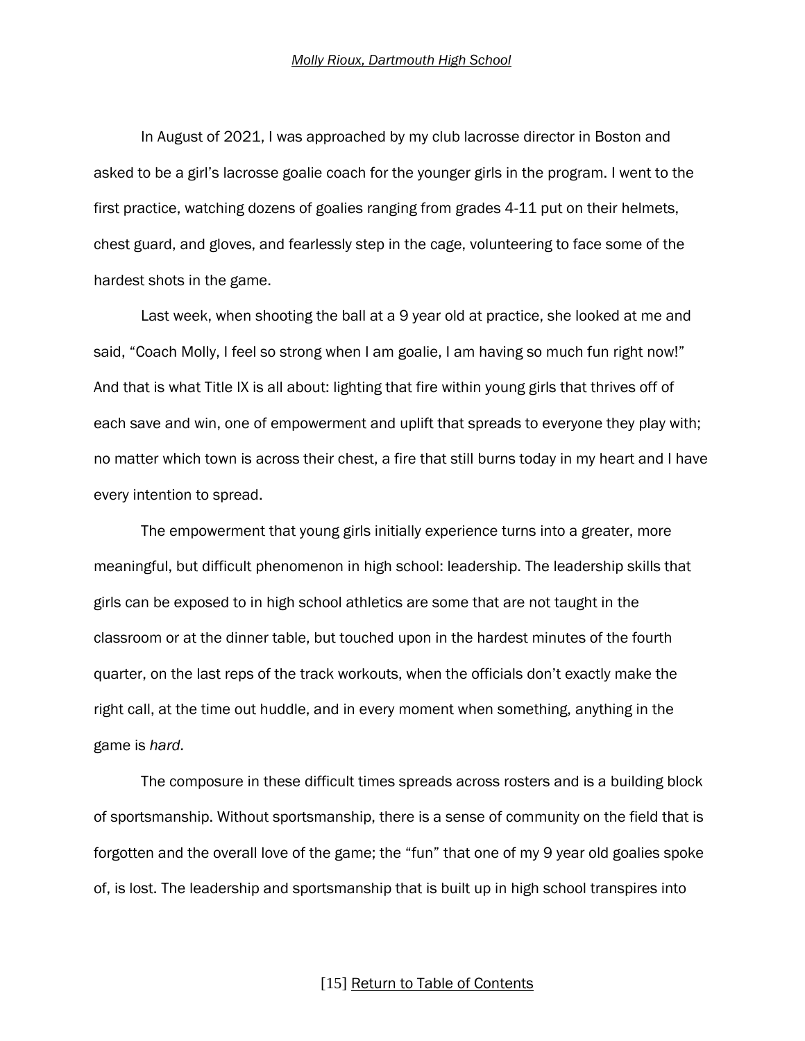*Molly Rioux, Dartmouth High School*

In August of 2021, I was approached by my club lacrosse director in Boston and asked to be a girl's lacrosse goalie coach for the younger girls in the program. I went to the first practice, watching dozens of goalies ranging from grades 4-11 put on their helmets, chest guard, and gloves, and fearlessly step in the cage, volunteering to face some of the hardest shots in the game.

Last week, when shooting the ball at a 9 year old at practice, she looked at me and said, "Coach Molly, I feel so strong when I am goalie, I am having so much fun right now!" And that is what Title IX is all about: lighting that fire within young girls that thrives off of each save and win, one of empowerment and uplift that spreads to everyone they play with; no matter which town is across their chest, a fire that still burns today in my heart and I have every intention to spread.

The empowerment that young girls initially experience turns into a greater, more meaningful, but difficult phenomenon in high school: leadership. The leadership skills that girls can be exposed to in high school athletics are some that are not taught in the classroom or at the dinner table, but touched upon in the hardest minutes of the fourth quarter, on the last reps of the track workouts, when the officials don't exactly make the right call, at the time out huddle, and in every moment when something, anything in the game is *hard.*

The composure in these difficult times spreads across rosters and is a building block of sportsmanship. Without sportsmanship, there is a sense of community on the field that is forgotten and the overall love of the game; the "fun" that one of my 9 year old goalies spoke of, is lost. The leadership and sportsmanship that is built up in high school transpires into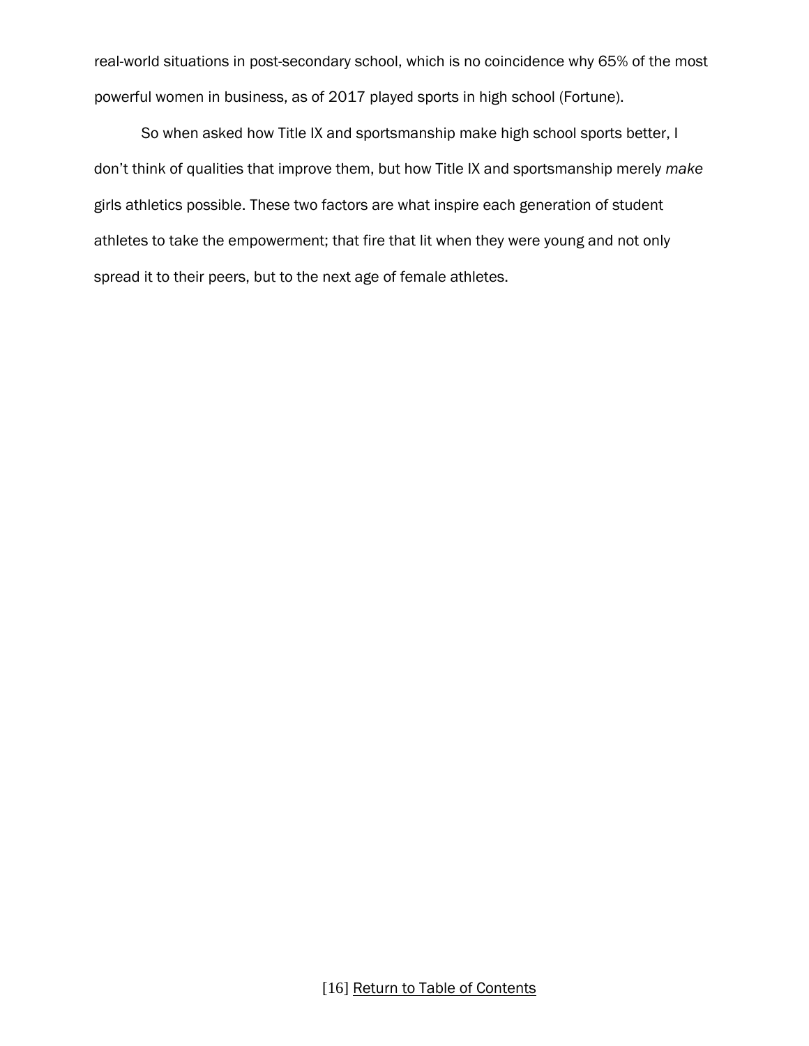real-world situations in post-secondary school, which is no coincidence why 65% of the most powerful women in business, as of 2017 played sports in high school (Fortune).

So when asked how Title IX and sportsmanship make high school sports better, I don't think of qualities that improve them, but how Title IX and sportsmanship merely *make* girls athletics possible. These two factors are what inspire each generation of student athletes to take the empowerment; that fire that lit when they were young and not only spread it to their peers, but to the next age of female athletes.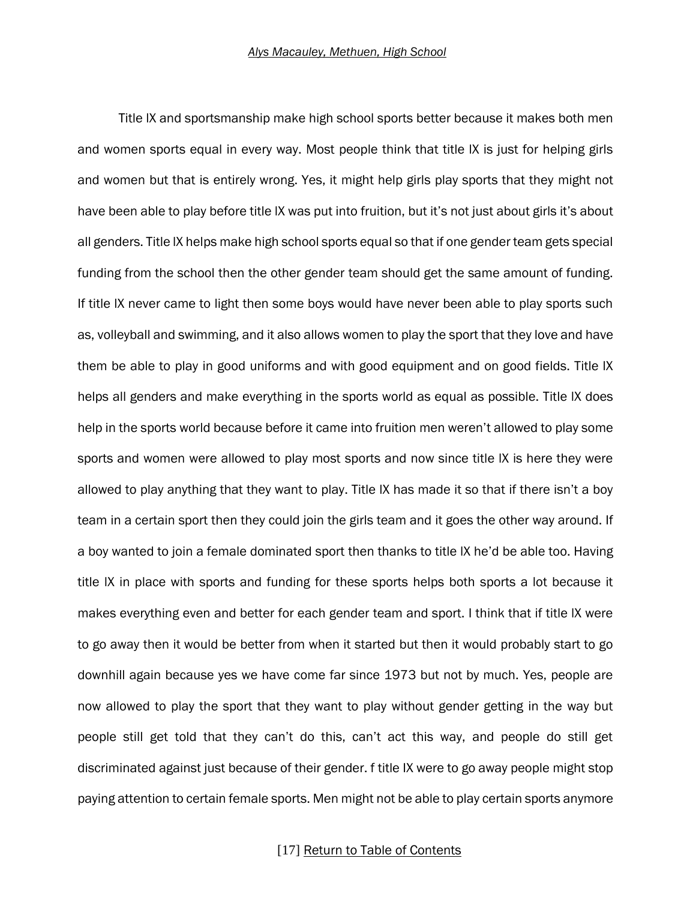*Alys Macauley, Methuen, High School*

Title IX and sportsmanship make high school sports better because it makes both men and women sports equal in every way. Most people think that title IX is just for helping girls and women but that is entirely wrong. Yes, it might help girls play sports that they might not have been able to play before title IX was put into fruition, but it's not just about girls it's about all genders. Title IX helps make high school sports equal so that if one gender team gets special funding from the school then the other gender team should get the same amount of funding. If title IX never came to light then some boys would have never been able to play sports such as, volleyball and swimming, and it also allows women to play the sport that they love and have them be able to play in good uniforms and with good equipment and on good fields. Title IX helps all genders and make everything in the sports world as equal as possible. Title IX does help in the sports world because before it came into fruition men weren't allowed to play some sports and women were allowed to play most sports and now since title IX is here they were allowed to play anything that they want to play. Title IX has made it so that if there isn't a boy team in a certain sport then they could join the girls team and it goes the other way around. If a boy wanted to join a female dominated sport then thanks to title IX he'd be able too. Having title IX in place with sports and funding for these sports helps both sports a lot because it makes everything even and better for each gender team and sport. I think that if title IX were to go away then it would be better from when it started but then it would probably start to go downhill again because yes we have come far since 1973 but not by much. Yes, people are now allowed to play the sport that they want to play without gender getting in the way but people still get told that they can't do this, can't act this way, and people do still get discriminated against just because of their gender. f title IX were to go away people might stop paying attention to certain female sports. Men might not be able to play certain sports anymore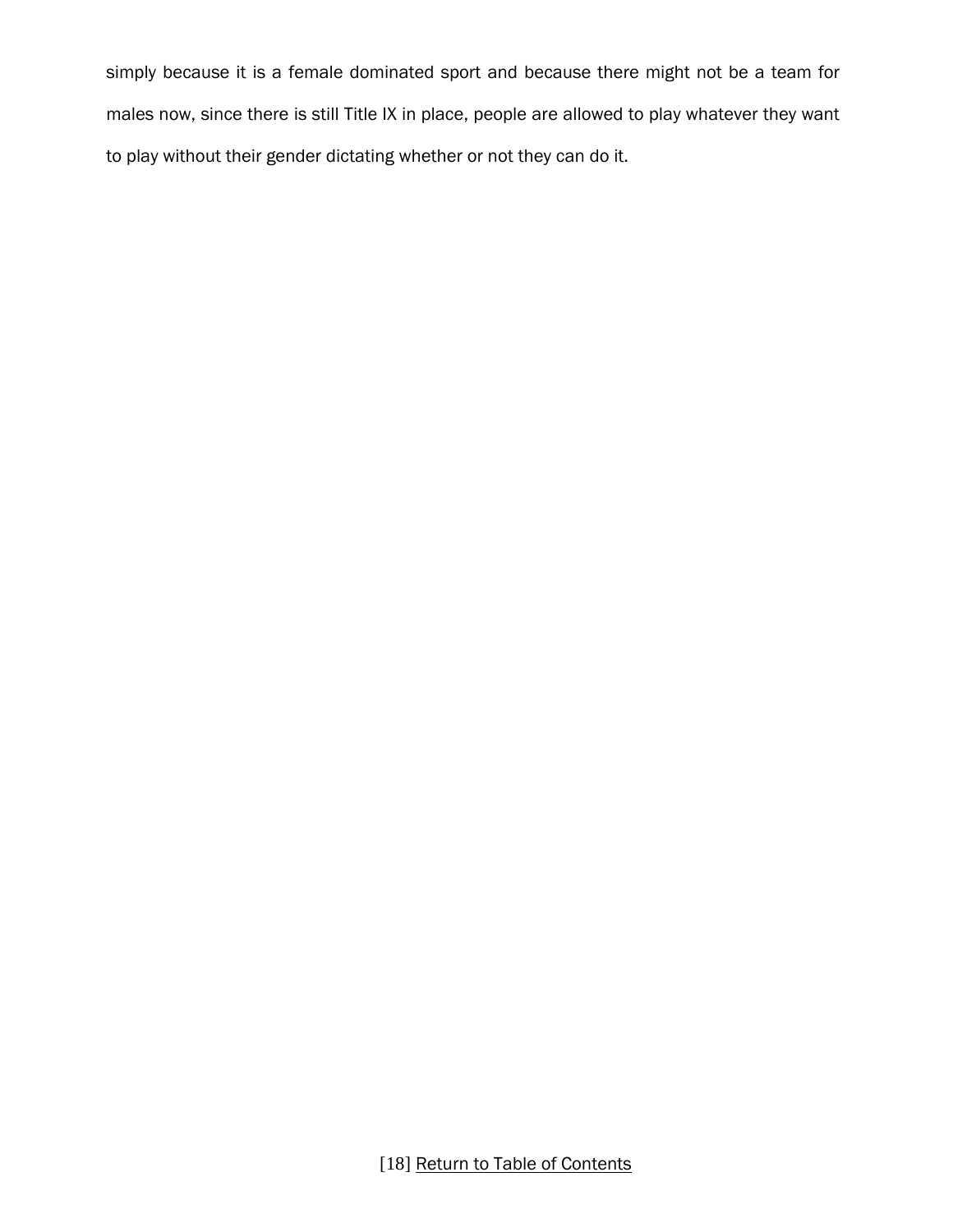simply because it is a female dominated sport and because there might not be a team for males now, since there is still Title IX in place, people are allowed to play whatever they want to play without their gender dictating whether or not they can do it.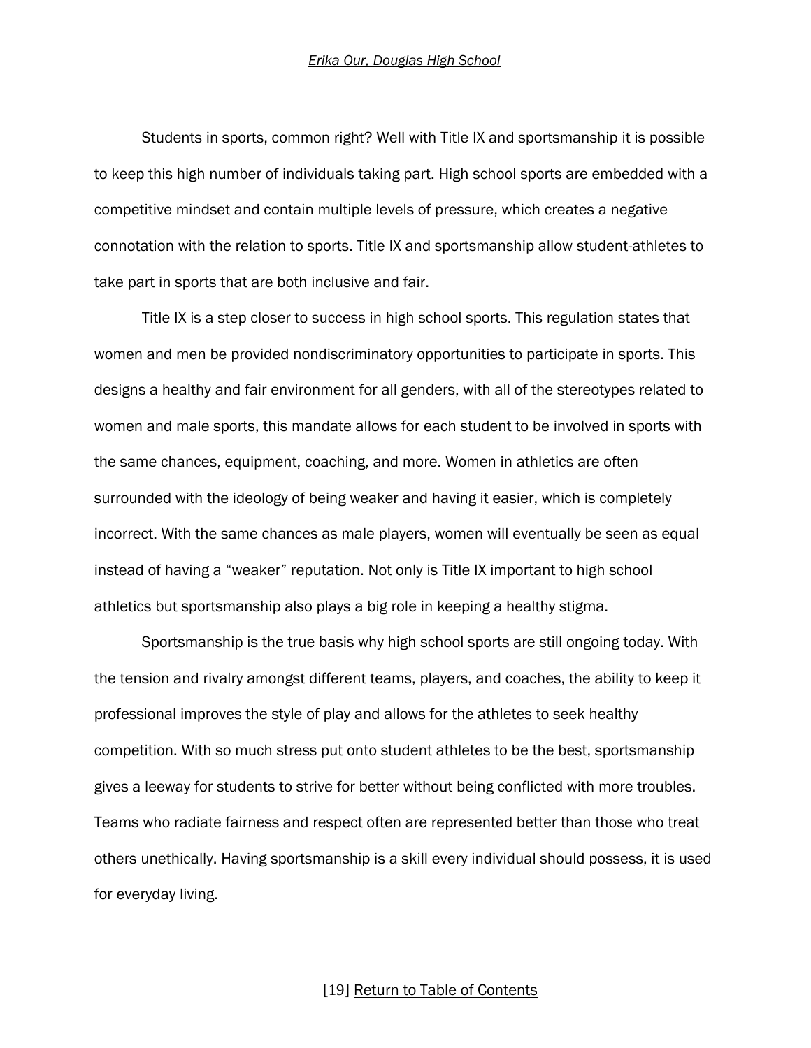*Erika Our, Douglas High School*

Students in sports, common right? Well with Title IX and sportsmanship it is possible to keep this high number of individuals taking part. High school sports are embedded with a competitive mindset and contain multiple levels of pressure, which creates a negative connotation with the relation to sports. Title IX and sportsmanship allow student-athletes to take part in sports that are both inclusive and fair.

Title IX is a step closer to success in high school sports. This regulation states that women and men be provided nondiscriminatory opportunities to participate in sports. This designs a healthy and fair environment for all genders, with all of the stereotypes related to women and male sports, this mandate allows for each student to be involved in sports with the same chances, equipment, coaching, and more. Women in athletics are often surrounded with the ideology of being weaker and having it easier, which is completely incorrect. With the same chances as male players, women will eventually be seen as equal instead of having a "weaker" reputation. Not only is Title IX important to high school athletics but sportsmanship also plays a big role in keeping a healthy stigma.

Sportsmanship is the true basis why high school sports are still ongoing today. With the tension and rivalry amongst different teams, players, and coaches, the ability to keep it professional improves the style of play and allows for the athletes to seek healthy competition. With so much stress put onto student athletes to be the best, sportsmanship gives a leeway for students to strive for better without being conflicted with more troubles. Teams who radiate fairness and respect often are represented better than those who treat others unethically. Having sportsmanship is a skill every individual should possess, it is used for everyday living.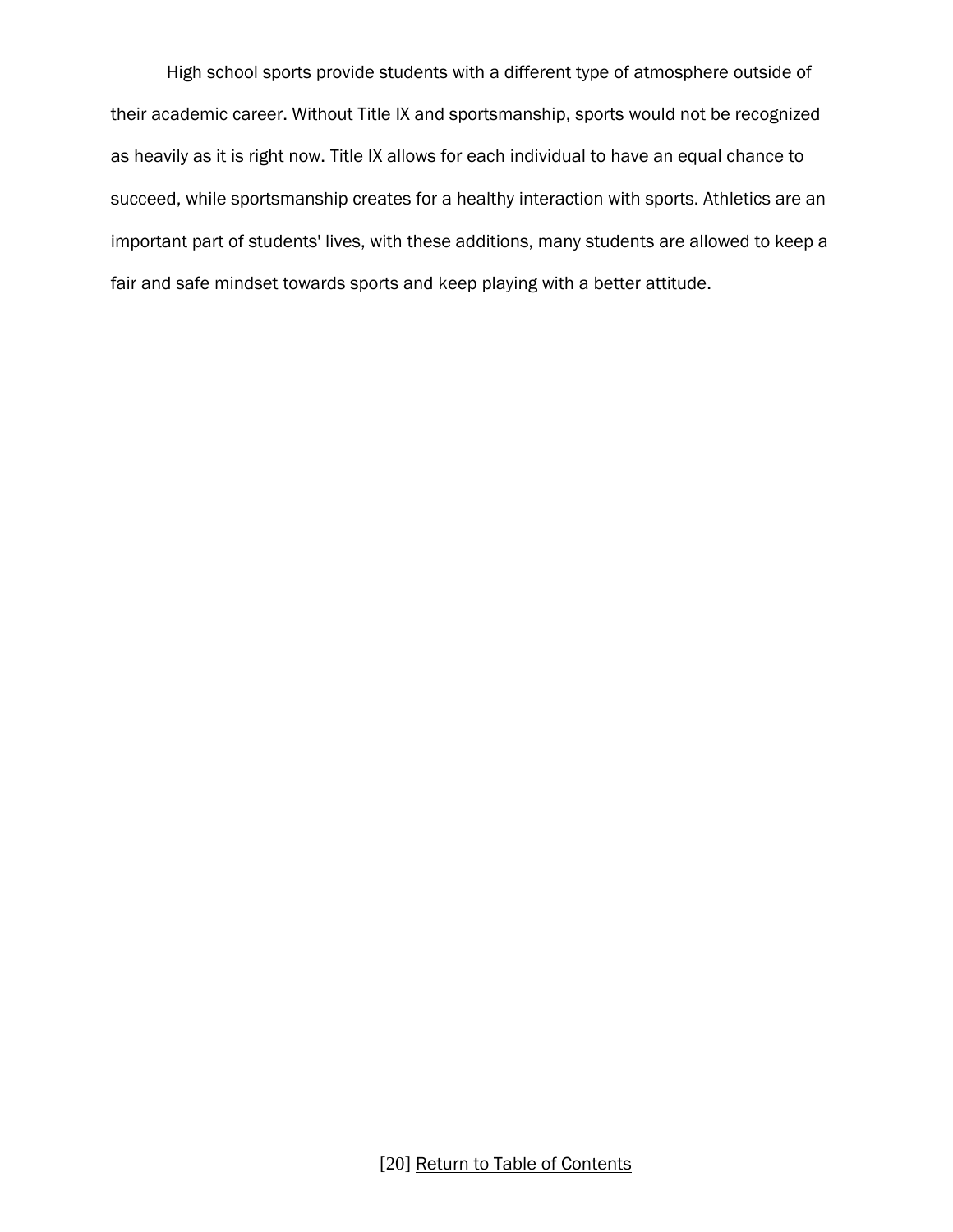High school sports provide students with a different type of atmosphere outside of their academic career. Without Title IX and sportsmanship, sports would not be recognized as heavily as it is right now. Title IX allows for each individual to have an equal chance to succeed, while sportsmanship creates for a healthy interaction with sports. Athletics are an important part of students' lives, with these additions, many students are allowed to keep a fair and safe mindset towards sports and keep playing with a better attitude.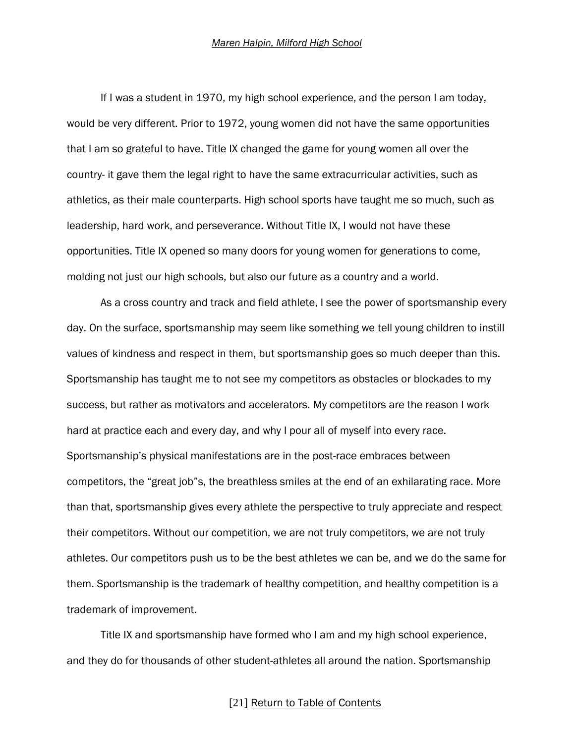*Maren Halpin, Milford High School*

If I was a student in 1970, my high school experience, and the person I am today, would be very different. Prior to 1972, young women did not have the same opportunities that I am so grateful to have. Title IX changed the game for young women all over the country- it gave them the legal right to have the same extracurricular activities, such as athletics, as their male counterparts. High school sports have taught me so much, such as leadership, hard work, and perseverance. Without Title IX, I would not have these opportunities. Title IX opened so many doors for young women for generations to come, molding not just our high schools, but also our future as a country and a world.

As a cross country and track and field athlete, I see the power of sportsmanship every day. On the surface, sportsmanship may seem like something we tell young children to instill values of kindness and respect in them, but sportsmanship goes so much deeper than this. Sportsmanship has taught me to not see my competitors as obstacles or blockades to my success, but rather as motivators and accelerators. My competitors are the reason I work hard at practice each and every day, and why I pour all of myself into every race. Sportsmanship's physical manifestations are in the post-race embraces between competitors, the "great job"s, the breathless smiles at the end of an exhilarating race. More than that, sportsmanship gives every athlete the perspective to truly appreciate and respect their competitors. Without our competition, we are not truly competitors, we are not truly athletes. Our competitors push us to be the best athletes we can be, and we do the same for them. Sportsmanship is the trademark of healthy competition, and healthy competition is a trademark of improvement.

Title IX and sportsmanship have formed who I am and my high school experience, and they do for thousands of other student-athletes all around the nation. Sportsmanship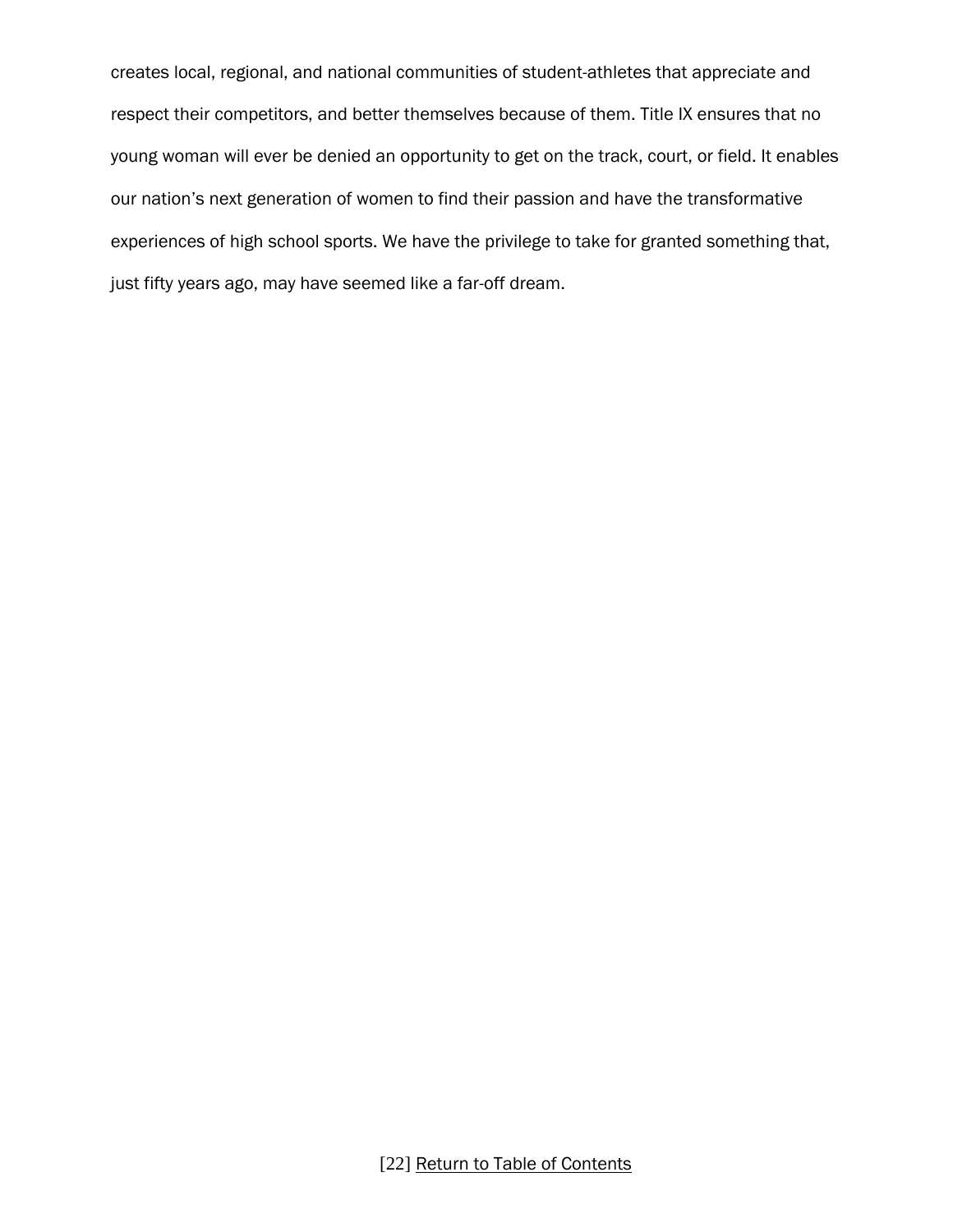creates local, regional, and national communities of student-athletes that appreciate and respect their competitors, and better themselves because of them. Title IX ensures that no young woman will ever be denied an opportunity to get on the track, court, or field. It enables our nation's next generation of women to find their passion and have the transformative experiences of high school sports. We have the privilege to take for granted something that, just fifty years ago, may have seemed like a far-off dream.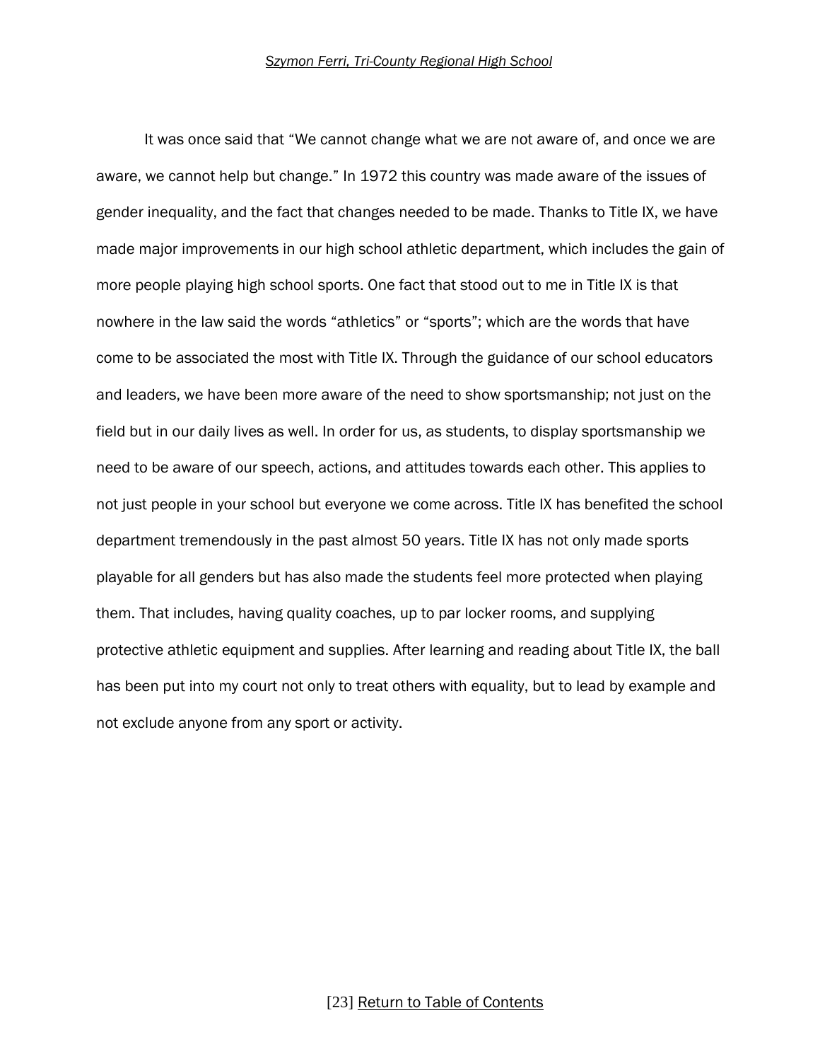*Szymon Ferri, Tri-County Regional High School*

It was once said that “We cannot change what we are not aware of, and once we are aware, we cannot help but change.” In 1972 this country was made aware of the issues of gender inequality, and the fact that changes needed to be made. Thanks to Title IX, we have made major improvements in our high school athletic department, which includes the gain of more people playing high school sports. One fact that stood out to me in Title IX is that nowhere in the law said the words “athletics” or “sports”; which are the words that have come to be associated the most with Title IX. Through the guidance of our school educators and leaders, we have been more aware of the need to show sportsmanship; not just on the field but in our daily lives as well. In order for us, as students, to display sportsmanship we need to be aware of our speech, actions, and attitudes towards each other. This applies to not just people in your school but everyone we come across. Title IX has benefited the school department tremendously in the past almost 50 years. Title IX has not only made sports playable for all genders but has also made the students feel more protected when playing them. That includes, having quality coaches, up to par locker rooms, and supplying protective athletic equipment and supplies. After learning and reading about Title IX, the ball has been put into my court not only to treat others with equality, but to lead by example and not exclude anyone from any sport or activity.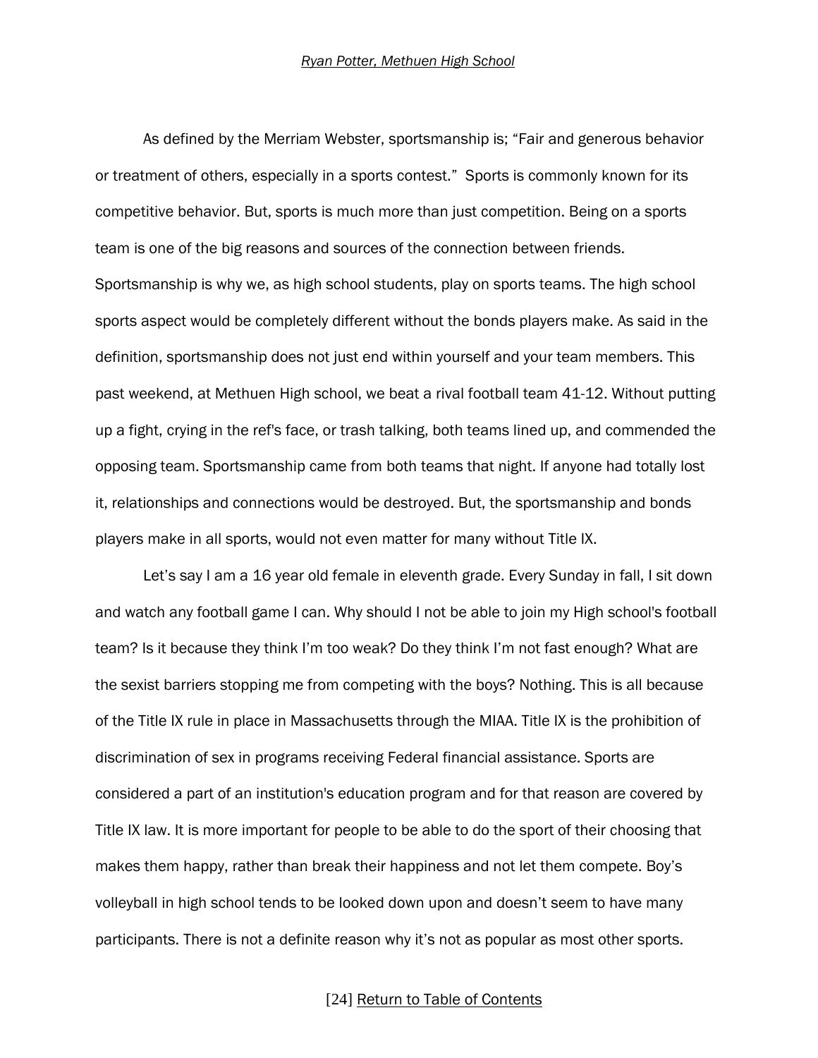*Ryan Potter, Methuen High School*

As defined by the Merriam Webster, sportsmanship is; "Fair and generous behavior or treatment of others, especially in a sports contest." Sports is commonly known for its competitive behavior. But, sports is much more than just competition. Being on a sports team is one of the big reasons and sources of the connection between friends. Sportsmanship is why we, as high school students, play on sports teams. The high school sports aspect would be completely different without the bonds players make. As said in the definition, sportsmanship does not just end within yourself and your team members. This past weekend, at Methuen High school, we beat a rival football team 41-12. Without putting up a fight, crying in the ref's face, or trash talking, both teams lined up, and commended the opposing team. Sportsmanship came from both teams that night. If anyone had totally lost it, relationships and connections would be destroyed. But, the sportsmanship and bonds players make in all sports, would not even matter for many without Title IX.

Let's say I am a 16 year old female in eleventh grade. Every Sunday in fall, I sit down and watch any football game I can. Why should I not be able to join my High school's football team? Is it because they think I'm too weak? Do they think I'm not fast enough? What are the sexist barriers stopping me from competing with the boys? Nothing. This is all because of the Title IX rule in place in Massachusetts through the MIAA. Title IX is the prohibition of discrimination of sex in programs receiving Federal financial assistance. Sports are considered a part of an institution's education program and for that reason are covered by Title IX law. It is more important for people to be able to do the sport of their choosing that makes them happy, rather than break their happiness and not let them compete. Boy's volleyball in high school tends to be looked down upon and doesn't seem to have many participants. There is not a definite reason why it's not as popular as most other sports.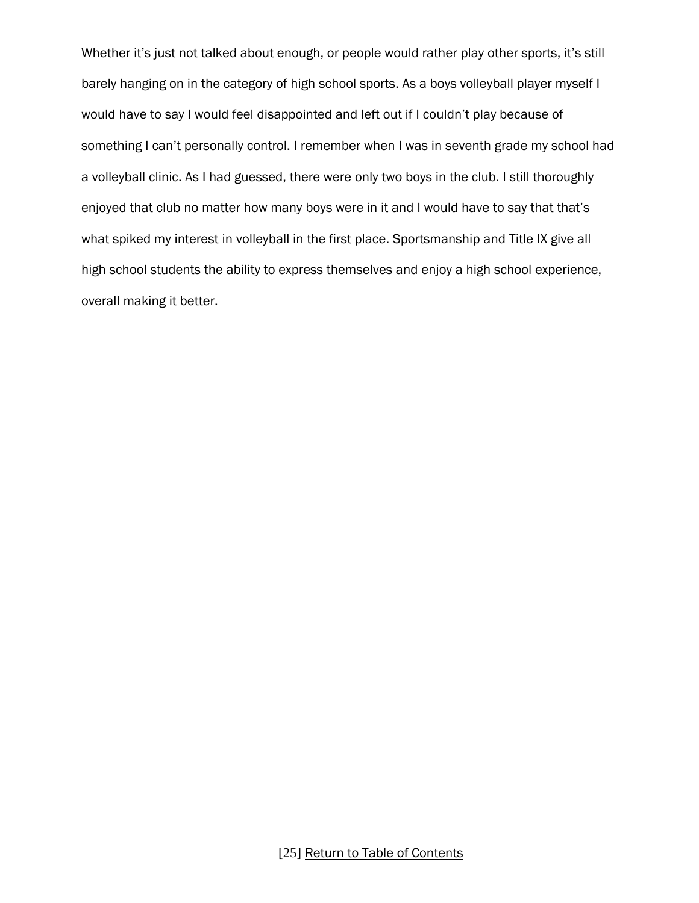Whether it's just not talked about enough, or people would rather play other sports, it's still barely hanging on in the category of high school sports. As a boys volleyball player myself I would have to say I would feel disappointed and left out if I couldn't play because of something I can't personally control. I remember when I was in seventh grade my school had a volleyball clinic. As I had guessed, there were only two boys in the club. I still thoroughly enjoyed that club no matter how many boys were in it and I would have to say that that's what spiked my interest in volleyball in the first place. Sportsmanship and Title IX give all high school students the ability to express themselves and enjoy a high school experience, overall making it better.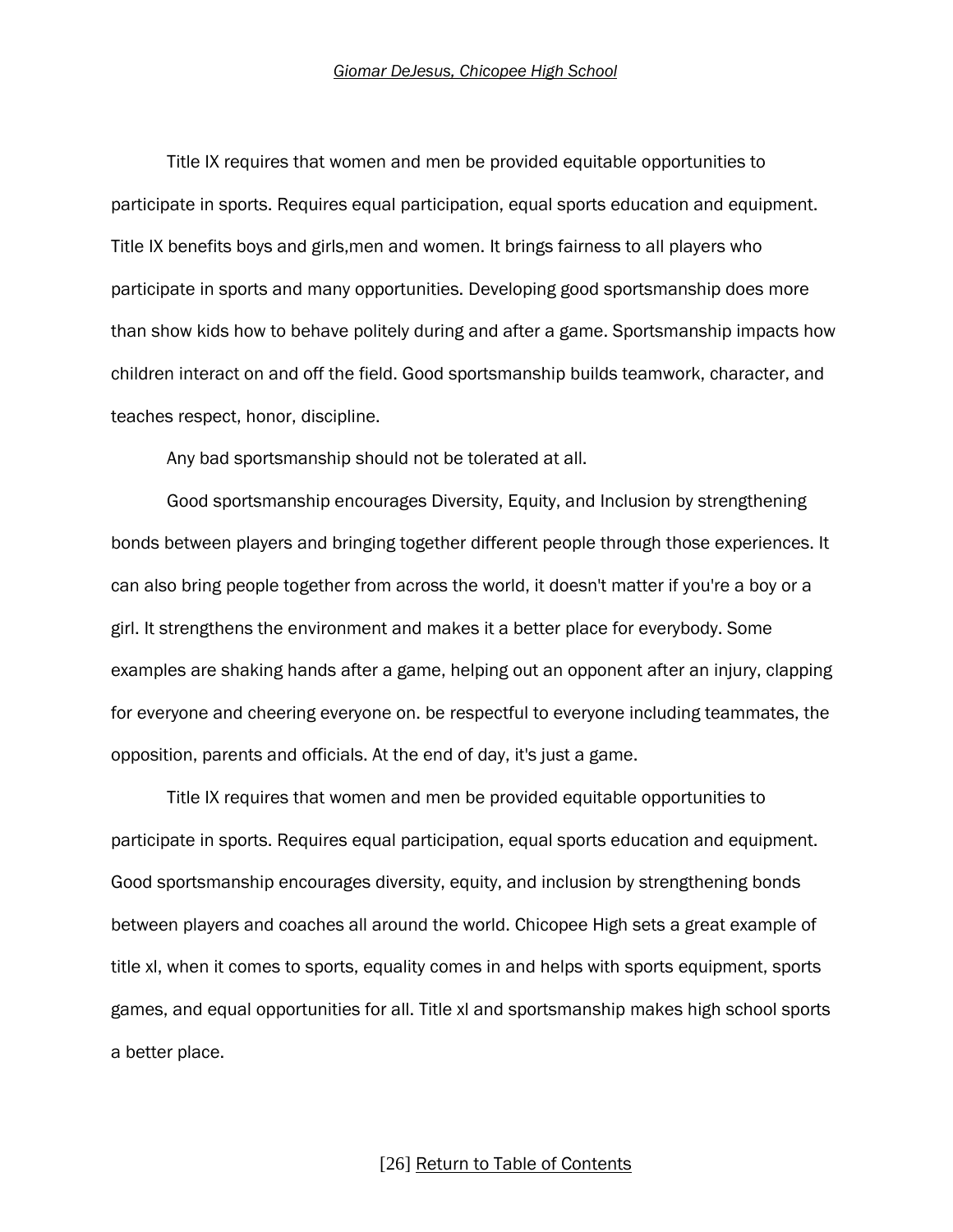*Giomar DeJesus, Chicopee High School*

Title IX requires that women and men be provided equitable opportunities to participate in sports. Requires equal participation, equal sports education and equipment. Title IX benefits boys and girls,men and women. It brings fairness to all players who participate in sports and many opportunities. Developing good sportsmanship does more than show kids how to behave politely during and after a game. Sportsmanship impacts how children interact on and off the field. Good sportsmanship builds teamwork, character, and teaches respect, honor, discipline.

Any bad sportsmanship should not be tolerated at all.

Good sportsmanship encourages Diversity, Equity, and Inclusion by strengthening bonds between players and bringing together different people through those experiences. It can also bring people together from across the world, it doesn't matter if you're a boy or a girl. It strengthens the environment and makes it a better place for everybody. Some examples are shaking hands after a game, helping out an opponent after an injury, clapping for everyone and cheering everyone on. be respectful to everyone including teammates, the opposition, parents and officials. At the end of day, it's just a game.

Title IX requires that women and men be provided equitable opportunities to participate in sports. Requires equal participation, equal sports education and equipment. Good sportsmanship encourages diversity, equity, and inclusion by strengthening bonds between players and coaches all around the world. Chicopee High sets a great example of title xl, when it comes to sports, equality comes in and helps with sports equipment, sports games, and equal opportunities for all. Title xl and sportsmanship makes high school sports a better place.

[26] Return to Table of Contents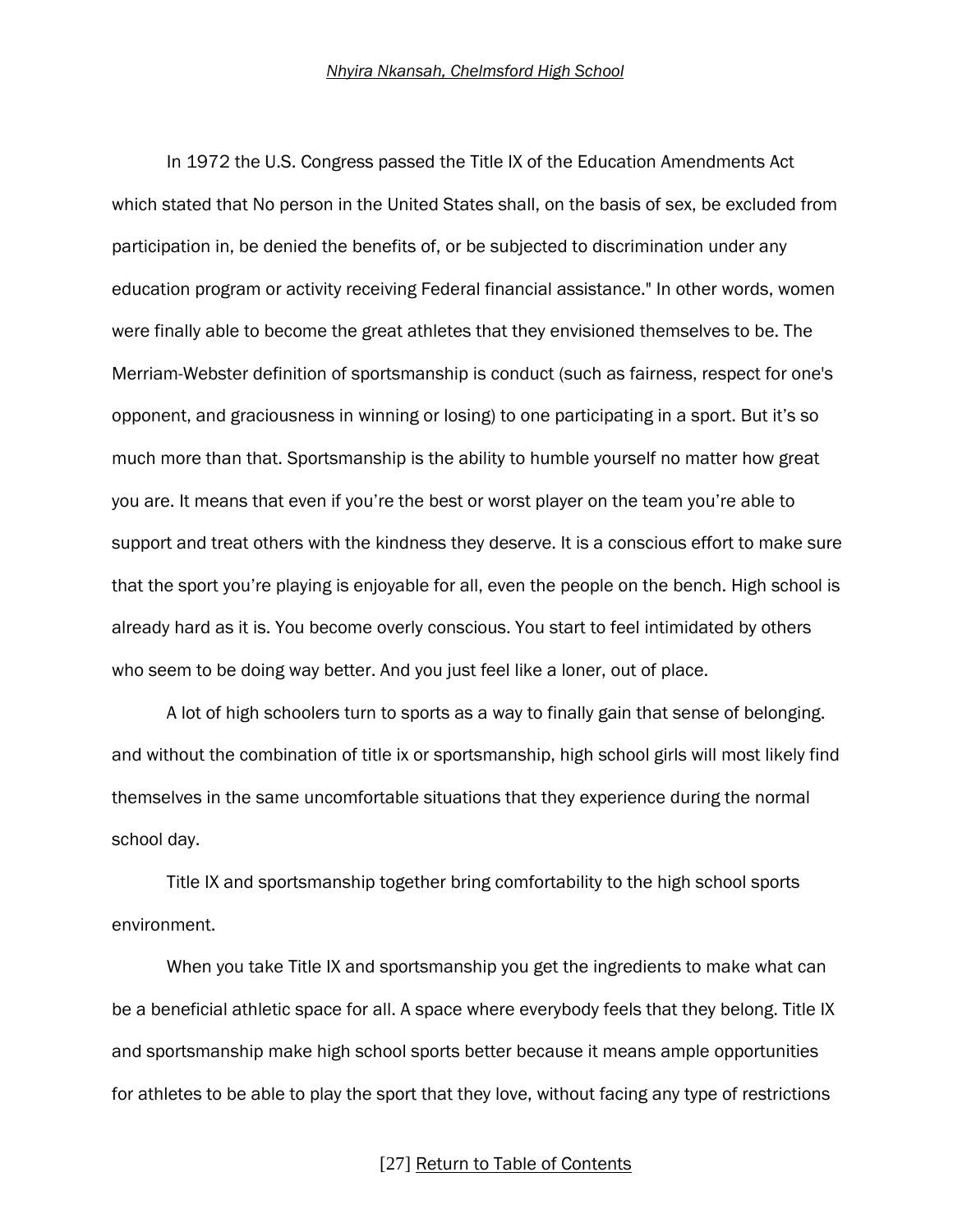In 1972 the U.S. Congress passed the Title IX of the Education Amendments Act which stated that No person in the United States shall, on the basis of sex, be excluded from participation in, be denied the benefits of, or be subjected to discrimination under any education program or activity receiving Federal financial assistance." In other words, women were finally able to become the great athletes that they envisioned themselves to be. The Merriam-Webster definition of sportsmanship is conduct (such as fairness, respect for one's opponent, and graciousness in winning or losing) to one participating in a sport. But it's so much more than that. Sportsmanship is the ability to humble yourself no matter how great you are. It means that even if you're the best or worst player on the team you're able to support and treat others with the kindness they deserve. It is a conscious effort to make sure that the sport you're playing is enjoyable for all, even the people on the bench. High school is already hard as it is. You become overly conscious. You start to feel intimidated by others who seem to be doing way better. And you just feel like a loner, out of place.

A lot of high schoolers turn to sports as a way to finally gain that sense of belonging. and without the combination of title ix or sportsmanship, high school girls will most likely find themselves in the same uncomfortable situations that they experience during the normal school day.

Title IX and sportsmanship together bring comfortability to the high school sports environment.

When you take Title IX and sportsmanship you get the ingredients to make what can be a beneficial athletic space for all. A space where everybody feels that they belong. Title IX and sportsmanship make high school sports better because it means ample opportunities for athletes to be able to play the sport that they love, without facing any type of restrictions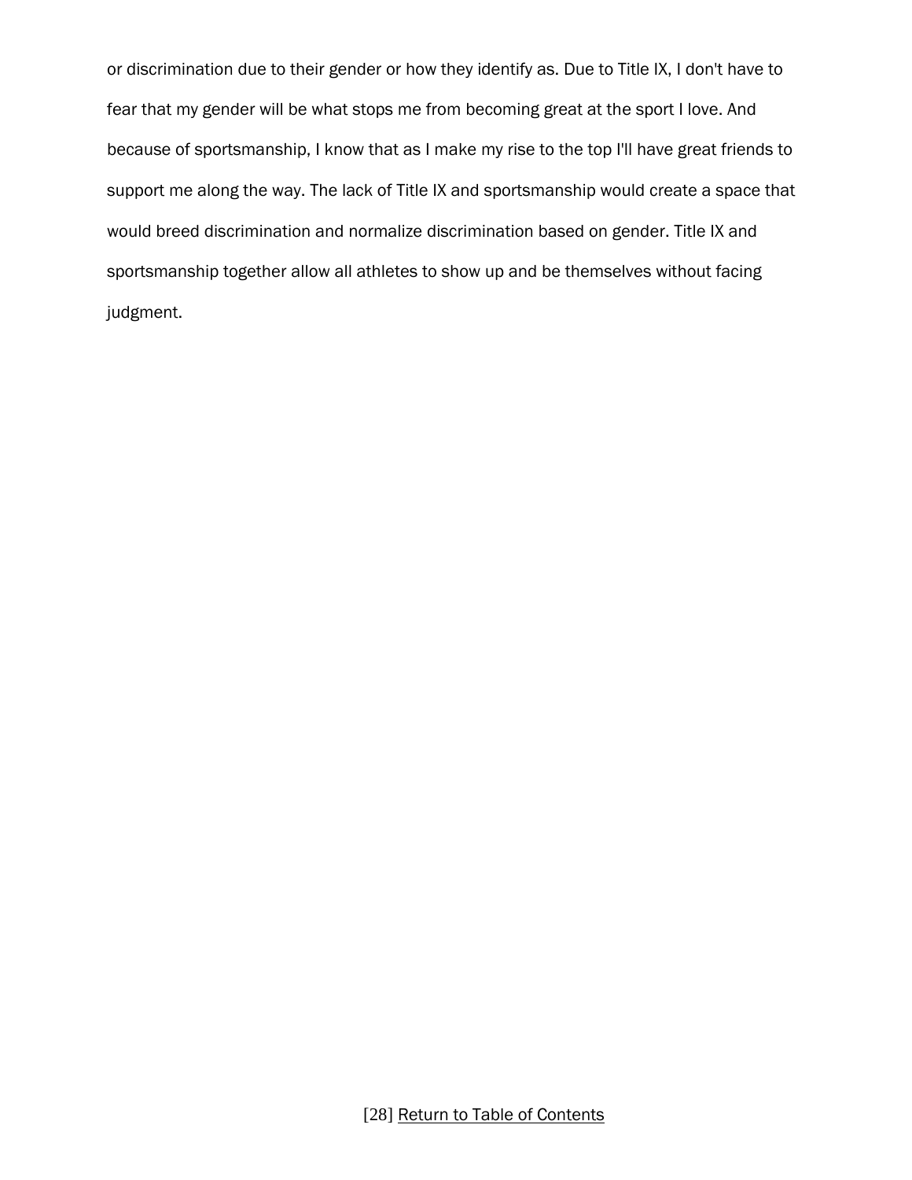or discrimination due to their gender or how they identify as. Due to Title IX, I don't have to fear that my gender will be what stops me from becoming great at the sport I love. And because of sportsmanship, I know that as I make my rise to the top I'll have great friends to support me along the way. The lack of Title IX and sportsmanship would create a space that would breed discrimination and normalize discrimination based on gender. Title IX and sportsmanship together allow all athletes to show up and be themselves without facing judgment.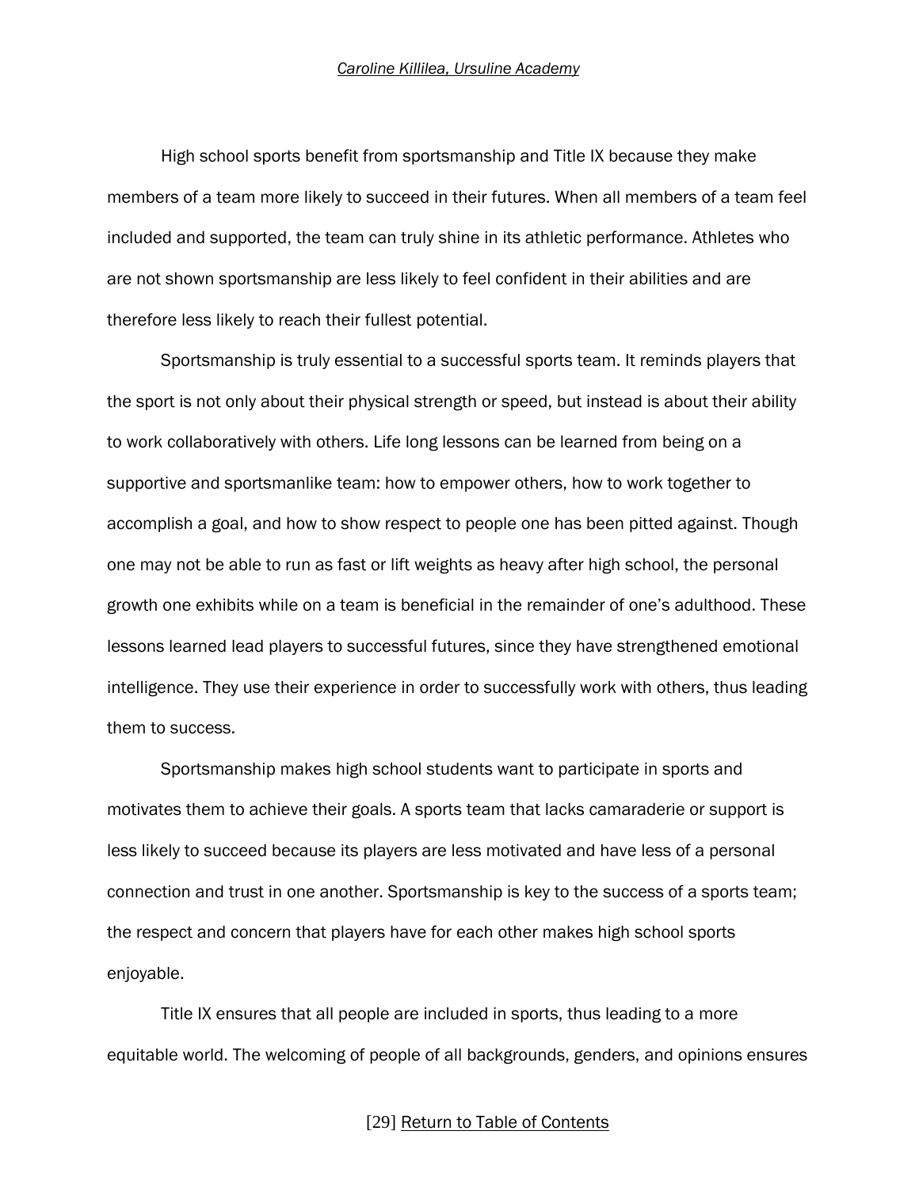High school sports benefit from sportsmanship and Title IX because they make members of a team more likely to succeed in their futures. When all members of a team feel included and supported, the team can truly shine in its athletic performance. Athletes who are not shown sportsmanship are less likely to feel confident in their abilities and are therefore less likely to reach their fullest potential.

Sportsmanship is truly essential to a successful sports team. It reminds players that the sport is not only about their physical strength or speed, but instead is about their ability to work collaboratively with others. Life long lessons can be learned from being on a supportive and sportsmanlike team: how to empower others, how to work together to accomplish a goal, and how to show respect to people one has been pitted against. Though one may not be able to run as fast or lift weights as heavy after high school, the personal growth one exhibits while on a team is beneficial in the remainder of one's adulthood. These lessons learned lead players to successful futures, since they have strengthened emotional intelligence. They use their experience in order to successfully work with others, thus leading them to success.

Sportsmanship makes high school students want to participate in sports and motivates them to achieve their goals. A sports team that lacks camaraderie or support is less likely to succeed because its players are less motivated and have less of a personal connection and trust in one another. Sportsmanship is key to the success of a sports team; the respect and concern that players have for each other makes high school sports enjoyable.

Title IX ensures that all people are included in sports, thus leading to a more equitable world. The welcoming of people of all backgrounds, genders, and opinions ensures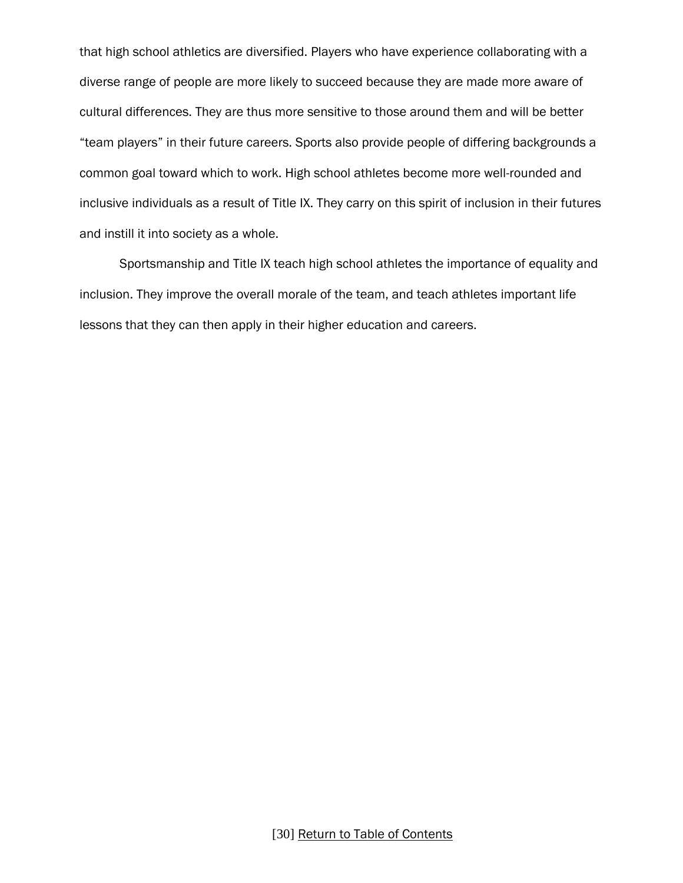that high school athletics are diversified. Players who have experience collaborating with a diverse range of people are more likely to succeed because they are made more aware of cultural differences. They are thus more sensitive to those around them and will be better "team players" in their future careers. Sports also provide people of differing backgrounds a common goal toward which to work. High school athletes become more well-rounded and inclusive individuals as a result of Title IX. They carry on this spirit of inclusion in their futures and instill it into society as a whole.

Sportsmanship and Title IX teach high school athletes the importance of equality and inclusion. They improve the overall morale of the team, and teach athletes important life lessons that they can then apply in their higher education and careers.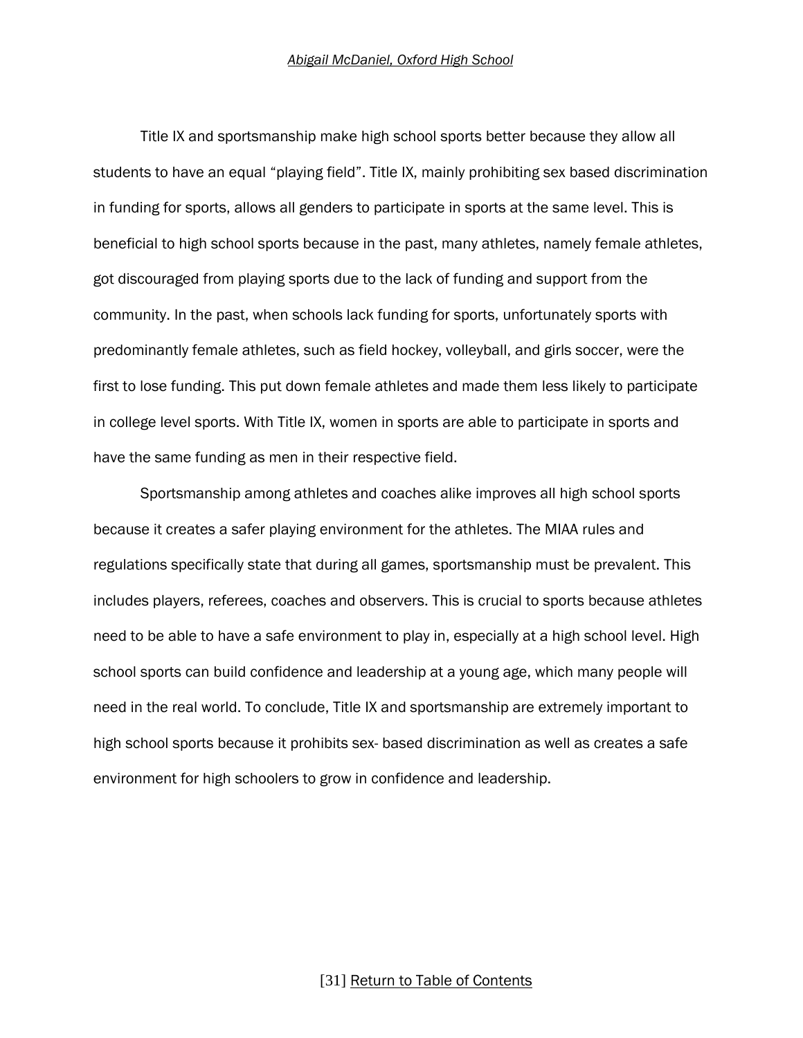*Abigail McDaniel, Oxford High School*

Title IX and sportsmanship make high school sports better because they allow all students to have an equal "playing field". Title IX, mainly prohibiting sex based discrimination in funding for sports, allows all genders to participate in sports at the same level. This is beneficial to high school sports because in the past, many athletes, namely female athletes, got discouraged from playing sports due to the lack of funding and support from the community. In the past, when schools lack funding for sports, unfortunately sports with predominantly female athletes, such as field hockey, volleyball, and girls soccer, were the first to lose funding. This put down female athletes and made them less likely to participate in college level sports. With Title IX, women in sports are able to participate in sports and have the same funding as men in their respective field.

Sportsmanship among athletes and coaches alike improves all high school sports because it creates a safer playing environment for the athletes. The MIAA rules and regulations specifically state that during all games, sportsmanship must be prevalent. This includes players, referees, coaches and observers. This is crucial to sports because athletes need to be able to have a safe environment to play in, especially at a high school level. High school sports can build confidence and leadership at a young age, which many people will need in the real world. To conclude, Title IX and sportsmanship are extremely important to high school sports because it prohibits sex- based discrimination as well as creates a safe environment for high schoolers to grow in confidence and leadership.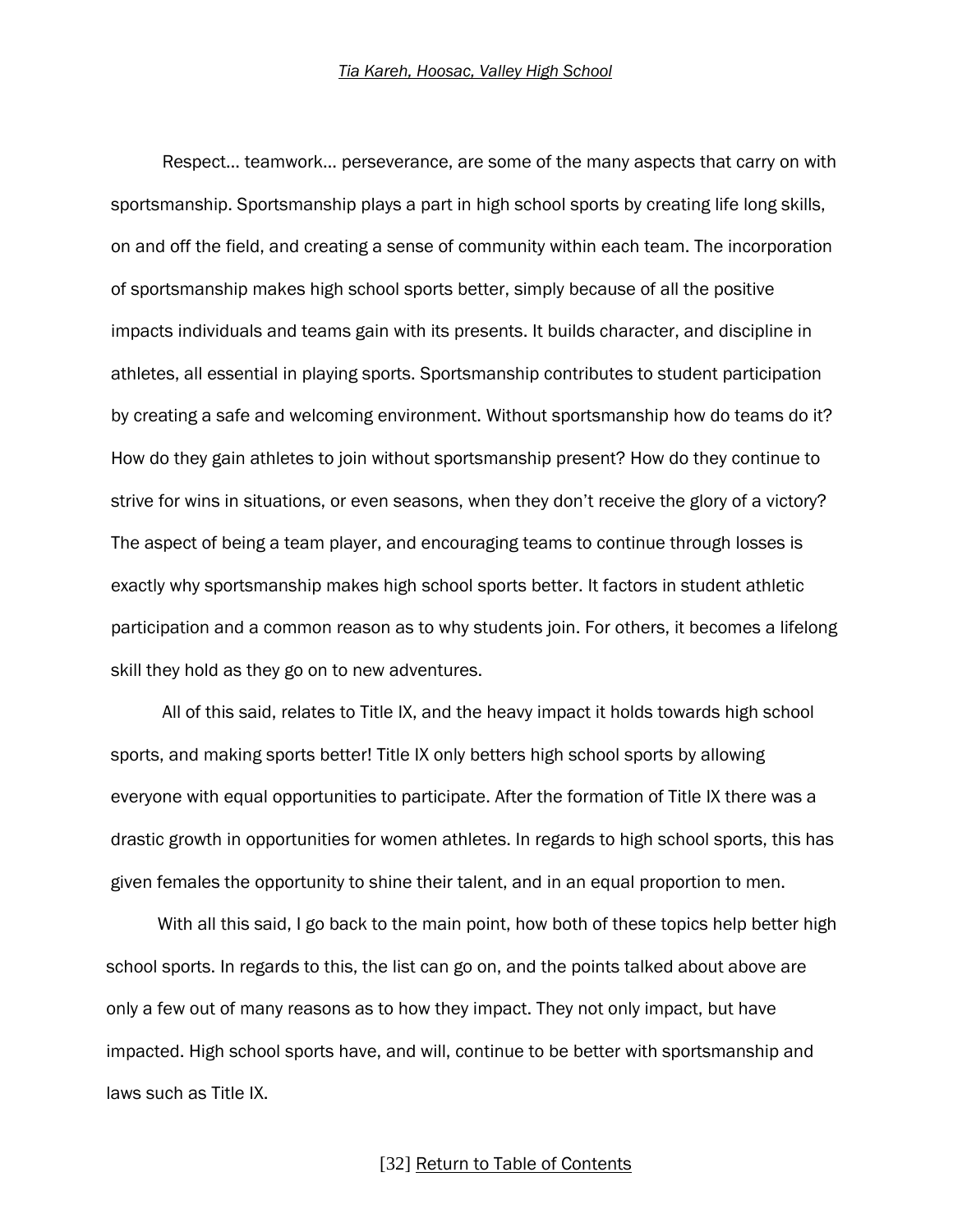*Tia Kareh, Hoosac, Valley High School*

Respect… teamwork… perseverance, are some of the many aspects that carry on with sportsmanship. Sportsmanship plays a part in high school sports by creating life long skills, on and off the field, and creating a sense of community within each team. The incorporation of sportsmanship makes high school sports better, simply because of all the positive impacts individuals and teams gain with its presents. It builds character, and discipline in athletes, all essential in playing sports. Sportsmanship contributes to student participation by creating a safe and welcoming environment. Without sportsmanship how do teams do it? How do they gain athletes to join without sportsmanship present? How do they continue to strive for wins in situations, or even seasons, when they don't receive the glory of a victory? The aspect of being a team player, and encouraging teams to continue through losses is exactly why sportsmanship makes high school sports better. It factors in student athletic participation and a common reason as to why students join. For others, it becomes a lifelong skill they hold as they go on to new adventures.

All of this said, relates to Title IX, and the heavy impact it holds towards high school sports, and making sports better! Title IX only betters high school sports by allowing everyone with equal opportunities to participate. After the formation of Title IX there was a drastic growth in opportunities for women athletes. In regards to high school sports, this has given females the opportunity to shine their talent, and in an equal proportion to men.

With all this said, I go back to the main point, how both of these topics help better high school sports. In regards to this, the list can go on, and the points talked about above are only a few out of many reasons as to how they impact. They not only impact, but have impacted. High school sports have, and will, continue to be better with sportsmanship and laws such as Title IX.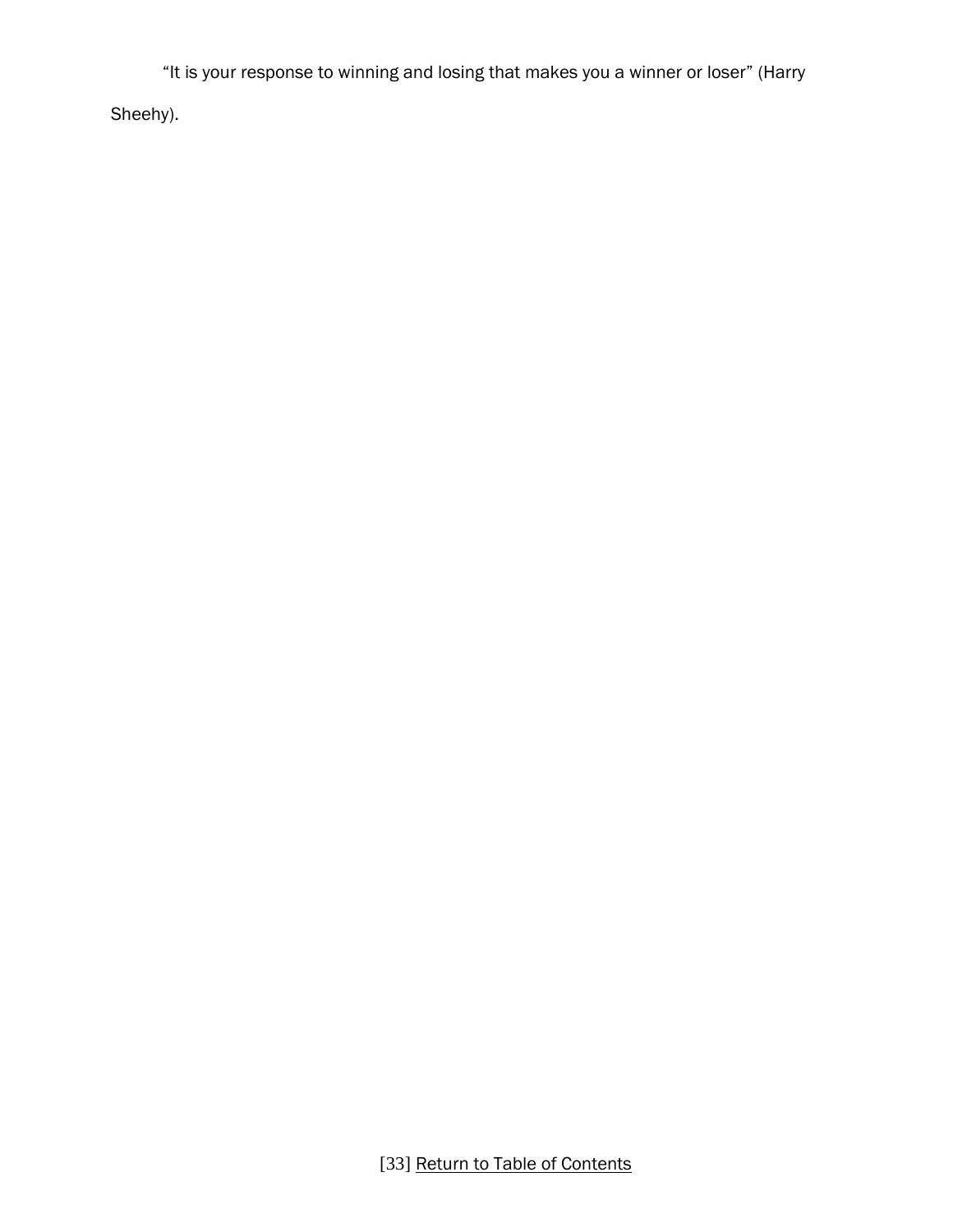“It is your response to winning and losing that makes you a winner or loser” (Harry Sheehy).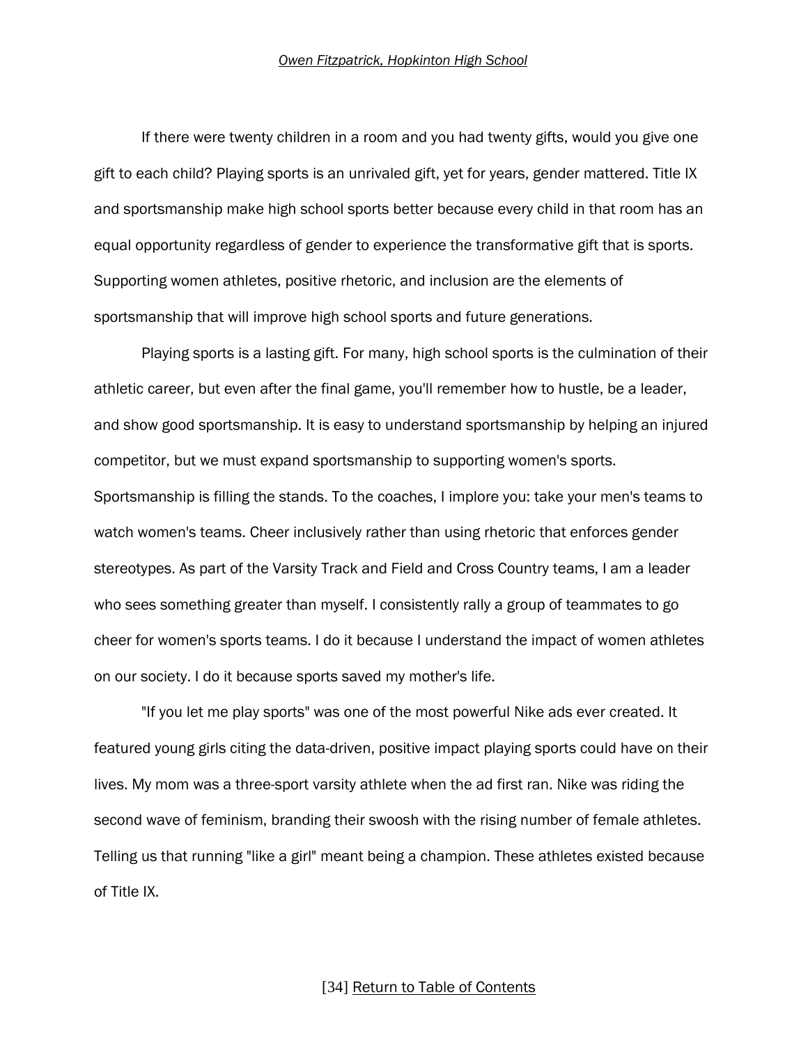*Owen Fitzpatrick, Hopkinton High School*

If there were twenty children in a room and you had twenty gifts, would you give one gift to each child? Playing sports is an unrivaled gift, yet for years, gender mattered. Title IX and sportsmanship make high school sports better because every child in that room has an equal opportunity regardless of gender to experience the transformative gift that is sports. Supporting women athletes, positive rhetoric, and inclusion are the elements of sportsmanship that will improve high school sports and future generations.

Playing sports is a lasting gift. For many, high school sports is the culmination of their athletic career, but even after the final game, you'll remember how to hustle, be a leader, and show good sportsmanship. It is easy to understand sportsmanship by helping an injured competitor, but we must expand sportsmanship to supporting women's sports. Sportsmanship is filling the stands. To the coaches, I implore you: take your men's teams to watch women's teams. Cheer inclusively rather than using rhetoric that enforces gender stereotypes. As part of the Varsity Track and Field and Cross Country teams, I am a leader who sees something greater than myself. I consistently rally a group of teammates to go cheer for women's sports teams. I do it because I understand the impact of women athletes on our society. I do it because sports saved my mother's life.

"If you let me play sports" was one of the most powerful Nike ads ever created. It featured young girls citing the data-driven, positive impact playing sports could have on their lives. My mom was a three-sport varsity athlete when the ad first ran. Nike was riding the second wave of feminism, branding their swoosh with the rising number of female athletes. Telling us that running "like a girl" meant being a champion. These athletes existed because of Title IX.

[34] Return to Table of Contents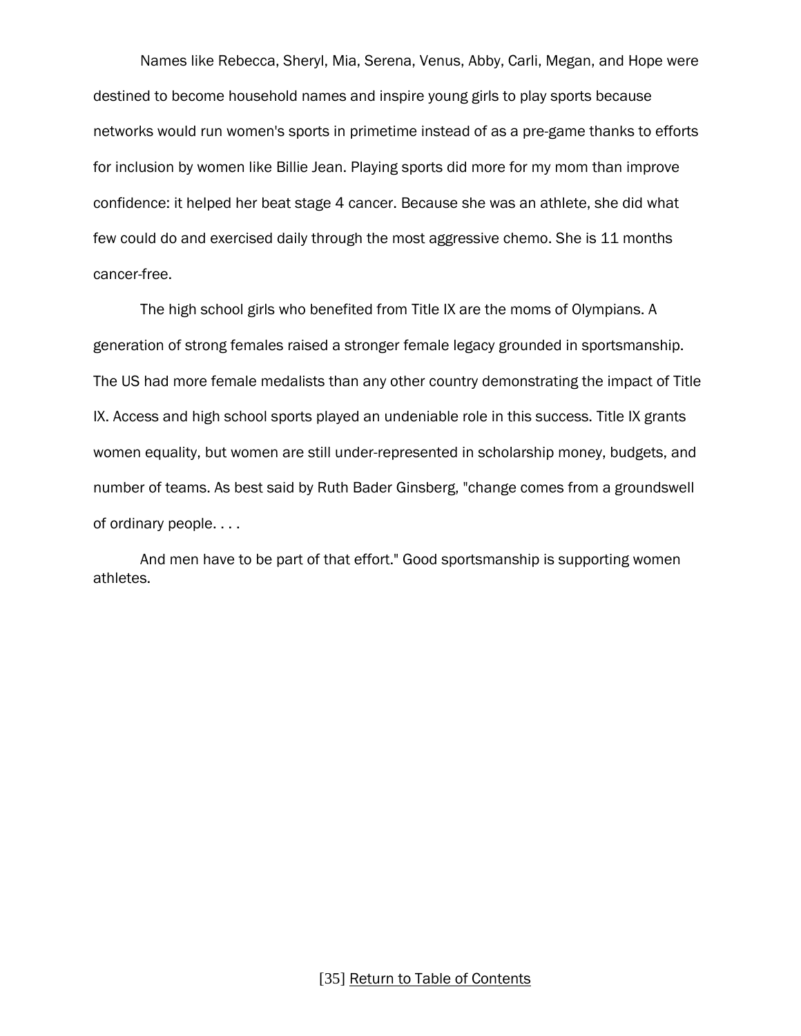Names like Rebecca, Sheryl, Mia, Serena, Venus, Abby, Carli, Megan, and Hope were destined to become household names and inspire young girls to play sports because networks would run women's sports in primetime instead of as a pre-game thanks to efforts for inclusion by women like Billie Jean. Playing sports did more for my mom than improve confidence: it helped her beat stage 4 cancer. Because she was an athlete, she did what few could do and exercised daily through the most aggressive chemo. She is 11 months cancer-free.

The high school girls who benefited from Title IX are the moms of Olympians. A generation of strong females raised a stronger female legacy grounded in sportsmanship. The US had more female medalists than any other country demonstrating the impact of Title IX. Access and high school sports played an undeniable role in this success. Title IX grants women equality, but women are still under-represented in scholarship money, budgets, and number of teams. As best said by Ruth Bader Ginsberg, "change comes from a groundswell of ordinary people. . . .

And men have to be part of that effort." Good sportsmanship is supporting women athletes.

[Return to Table of Contents]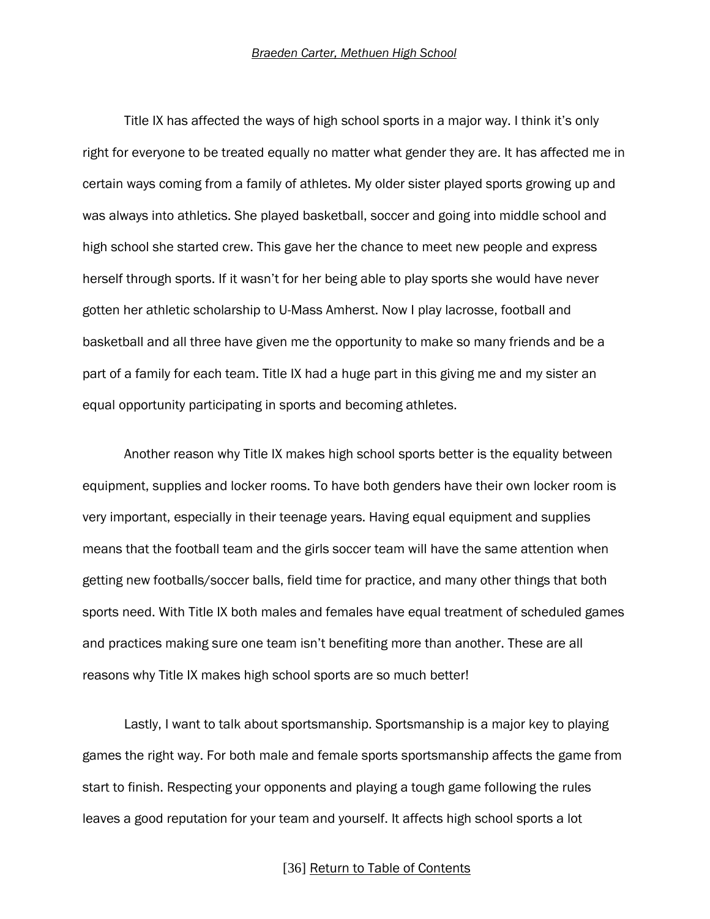*Braeden Carter, Methuen High School*

Title IX has affected the ways of high school sports in a major way. I think it's only right for everyone to be treated equally no matter what gender they are. It has affected me in certain ways coming from a family of athletes. My older sister played sports growing up and was always into athletics. She played basketball, soccer and going into middle school and high school she started crew. This gave her the chance to meet new people and express herself through sports. If it wasn't for her being able to play sports she would have never gotten her athletic scholarship to U-Mass Amherst. Now I play lacrosse, football and basketball and all three have given me the opportunity to make so many friends and be a part of a family for each team. Title IX had a huge part in this giving me and my sister an equal opportunity participating in sports and becoming athletes.

Another reason why Title IX makes high school sports better is the equality between equipment, supplies and locker rooms. To have both genders have their own locker room is very important, especially in their teenage years. Having equal equipment and supplies means that the football team and the girls soccer team will have the same attention when getting new footballs/soccer balls, field time for practice, and many other things that both sports need. With Title IX both males and females have equal treatment of scheduled games and practices making sure one team isn't benefiting more than another. These are all reasons why Title IX makes high school sports are so much better!

Lastly, I want to talk about sportsmanship. Sportsmanship is a major key to playing games the right way. For both male and female sports sportsmanship affects the game from start to finish. Respecting your opponents and playing a tough game following the rules leaves a good reputation for your team and yourself. It affects high school sports a lot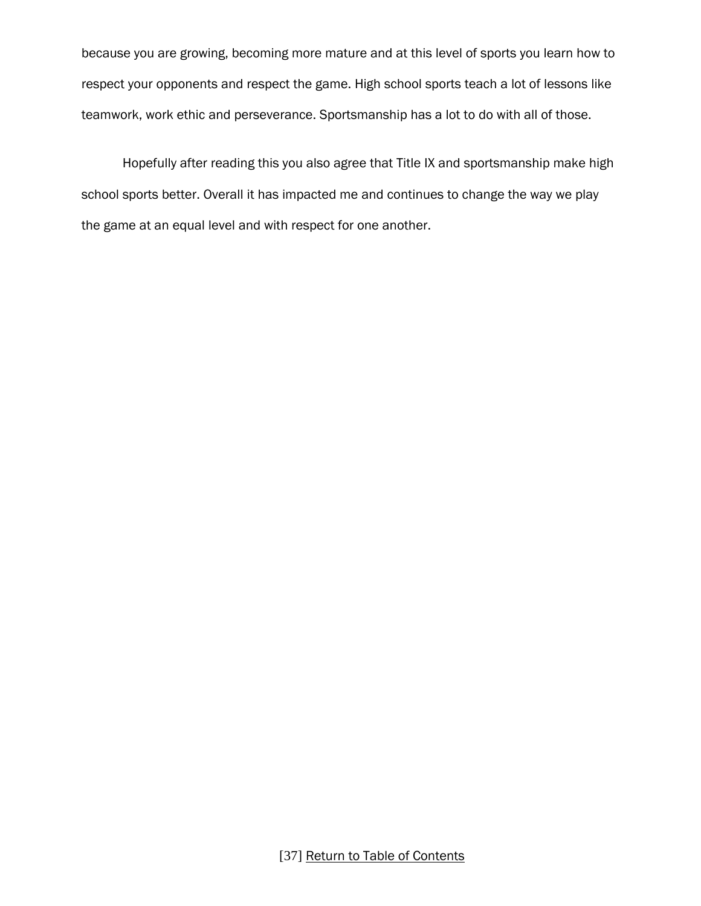because you are growing, becoming more mature and at this level of sports you learn how to respect your opponents and respect the game. High school sports teach a lot of lessons like teamwork, work ethic and perseverance. Sportsmanship has a lot to do with all of those.

Hopefully after reading this you also agree that Title IX and sportsmanship make high school sports better. Overall it has impacted me and continues to change the way we play the game at an equal level and with respect for one another.